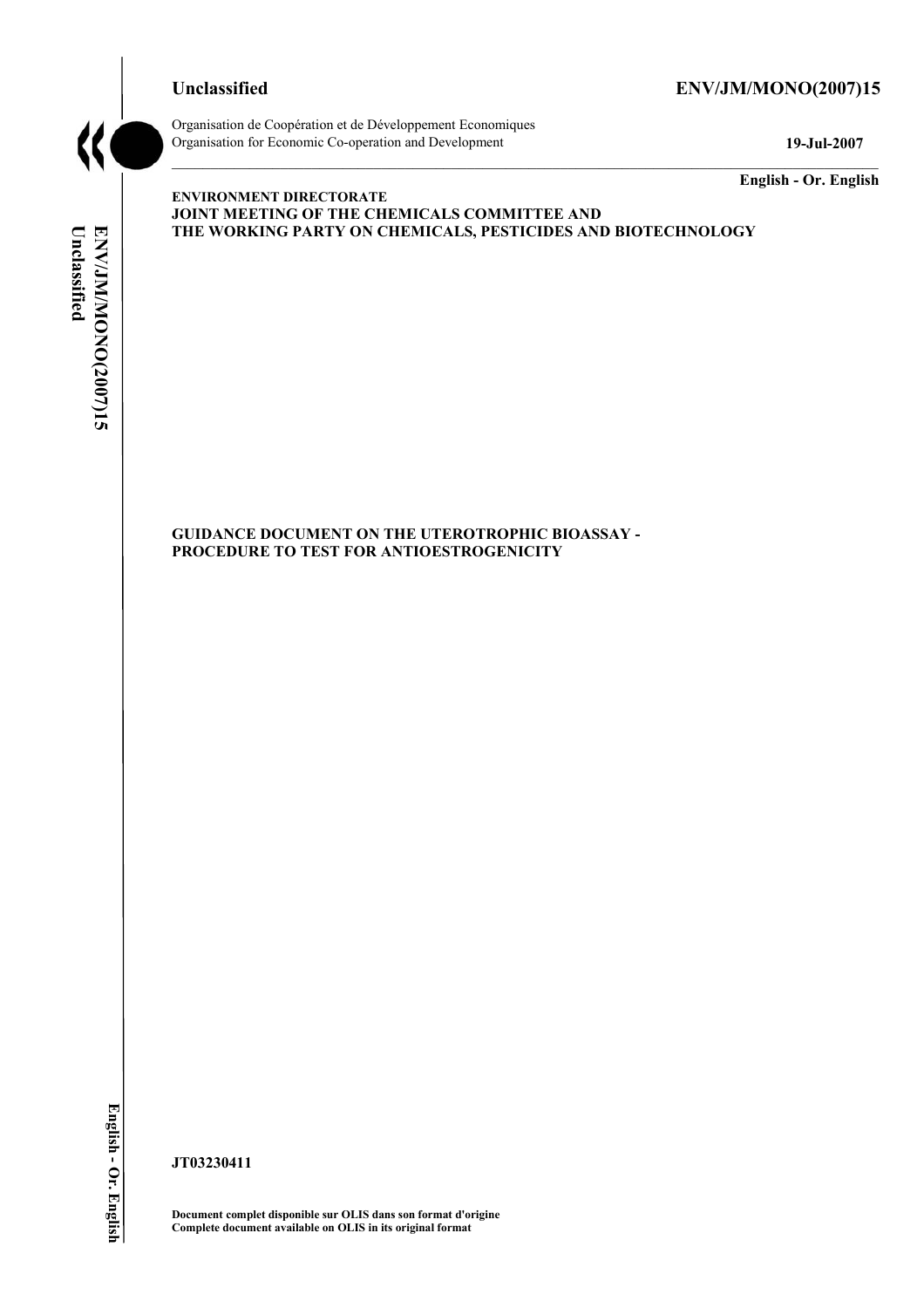**Unclassified** **ENV/JM/MONO(2007)15**

Organisation de Coopération et de Développement Economiques
Organisation for Economic Co-operation and Development **19-Jul-2007**

**English - Or. English**

**ENVIRONMENT DIRECTORATE**
**JOINT MEETING OF THE CHEMICALS COMMITTEE AND**
**THE WORKING PARTY ON CHEMICALS, PESTICIDES AND BIOTECHNOLOGY**

**GUIDANCE DOCUMENT ON THE UTEROTROPHIC BIOASSAY - PROCEDURE TO TEST FOR ANTIOESTROGENICITY**

**JT03230411**

**Document complet disponible sur OLIS dans son format d'origine**
**Complete document available on OLIS in its original format**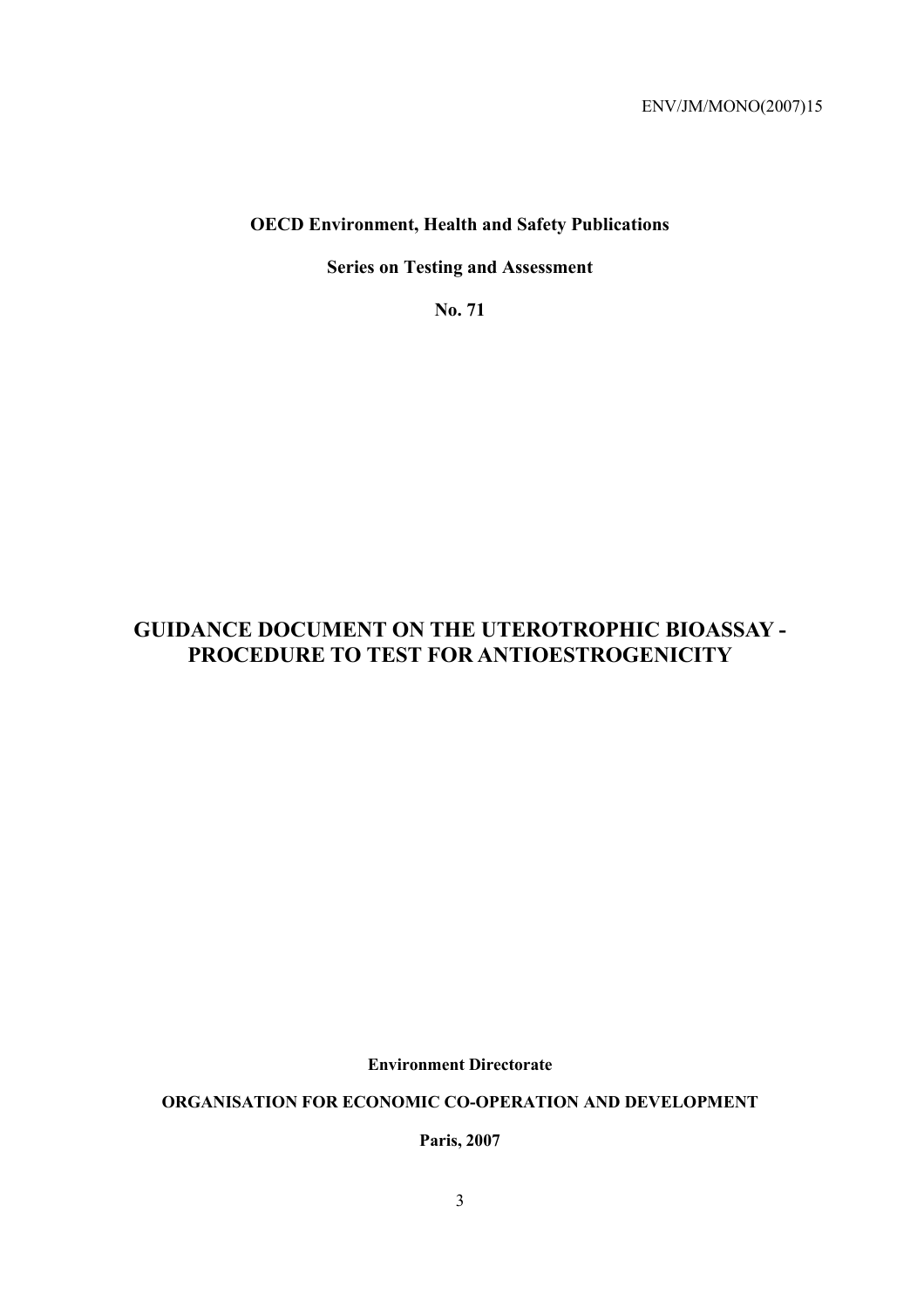ENV/JM/MONO(2007)15

**OECD Environment, Health and Safety Publications**

**Series on Testing and Assessment**

**No. 71**

# GUIDANCE DOCUMENT ON THE UTEROTROPHIC BIOASSAY - PROCEDURE TO TEST FOR ANTIOESTROGENICITY

**Environment Directorate**

**ORGANISATION FOR ECONOMIC CO-OPERATION AND DEVELOPMENT**

**Paris, 2007**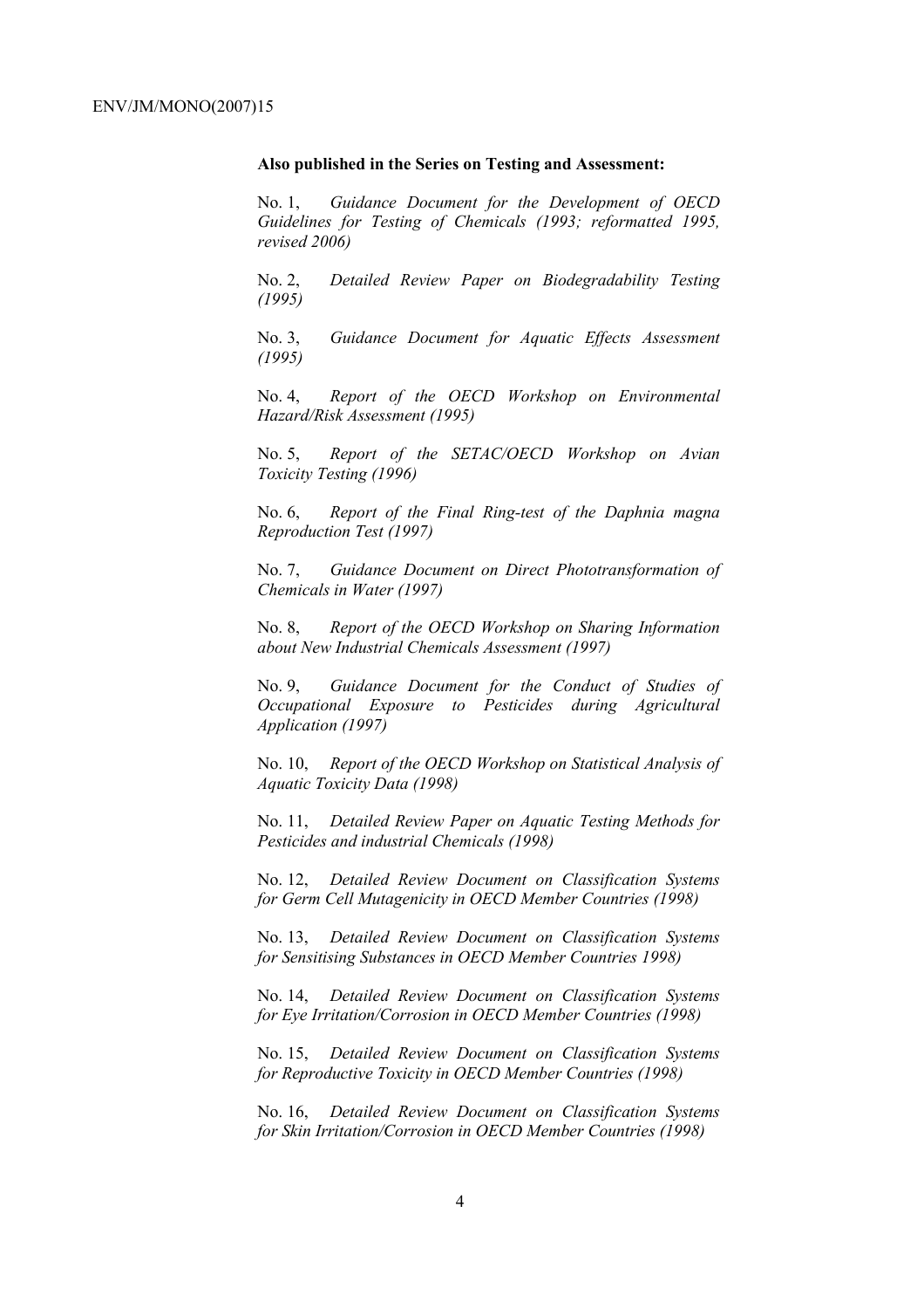**Also published in the Series on Testing and Assessment:**

No. 1, *Guidance Document for the Development of OECD Guidelines for Testing of Chemicals (1993; reformatted 1995, revised 2006)*

No. 2, *Detailed Review Paper on Biodegradability Testing (1995)*

No. 3, *Guidance Document for Aquatic Effects Assessment (1995)*

No. 4, *Report of the OECD Workshop on Environmental Hazard/Risk Assessment (1995)*

No. 5, *Report of the SETAC/OECD Workshop on Avian Toxicity Testing (1996)*

No. 6, *Report of the Final Ring-test of the Daphnia magna Reproduction Test (1997)*

No. 7, *Guidance Document on Direct Phototransformation of Chemicals in Water (1997)*

No. 8, *Report of the OECD Workshop on Sharing Information about New Industrial Chemicals Assessment (1997)*

No. 9, *Guidance Document for the Conduct of Studies of Occupational Exposure to Pesticides during Agricultural Application (1997)*

No. 10, *Report of the OECD Workshop on Statistical Analysis of Aquatic Toxicity Data (1998)*

No. 11, *Detailed Review Paper on Aquatic Testing Methods for Pesticides and industrial Chemicals (1998)*

No. 12, *Detailed Review Document on Classification Systems for Germ Cell Mutagenicity in OECD Member Countries (1998)*

No. 13, *Detailed Review Document on Classification Systems for Sensitising Substances in OECD Member Countries 1998)*

No. 14, *Detailed Review Document on Classification Systems for Eye Irritation/Corrosion in OECD Member Countries (1998)*

No. 15, *Detailed Review Document on Classification Systems for Reproductive Toxicity in OECD Member Countries (1998)*

No. 16, *Detailed Review Document on Classification Systems for Skin Irritation/Corrosion in OECD Member Countries (1998)*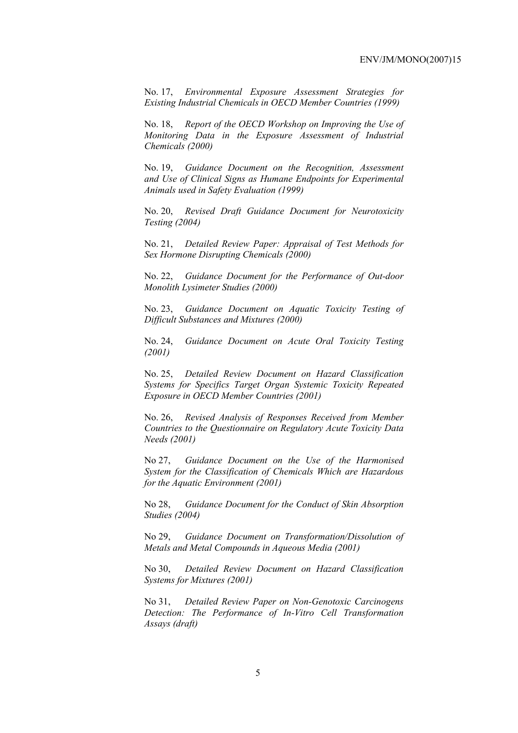No. 17, *Environmental Exposure Assessment Strategies for Existing Industrial Chemicals in OECD Member Countries (1999)*

No. 18, *Report of the OECD Workshop on Improving the Use of Monitoring Data in the Exposure Assessment of Industrial Chemicals (2000)*

No. 19, *Guidance Document on the Recognition, Assessment and Use of Clinical Signs as Humane Endpoints for Experimental Animals used in Safety Evaluation (1999)*

No. 20, *Revised Draft Guidance Document for Neurotoxicity Testing (2004)*

No. 21, *Detailed Review Paper: Appraisal of Test Methods for Sex Hormone Disrupting Chemicals (2000)*

No. 22, *Guidance Document for the Performance of Out-door Monolith Lysimeter Studies (2000)*

No. 23, *Guidance Document on Aquatic Toxicity Testing of Difficult Substances and Mixtures (2000)*

No. 24, *Guidance Document on Acute Oral Toxicity Testing (2001)*

No. 25, *Detailed Review Document on Hazard Classification Systems for Specifics Target Organ Systemic Toxicity Repeated Exposure in OECD Member Countries (2001)*

No. 26, *Revised Analysis of Responses Received from Member Countries to the Questionnaire on Regulatory Acute Toxicity Data Needs (2001)*

No 27, *Guidance Document on the Use of the Harmonised System for the Classification of Chemicals Which are Hazardous for the Aquatic Environment (2001)*

No 28, *Guidance Document for the Conduct of Skin Absorption Studies (2004)*

No 29, *Guidance Document on Transformation/Dissolution of Metals and Metal Compounds in Aqueous Media (2001)*

No 30, *Detailed Review Document on Hazard Classification Systems for Mixtures (2001)*

No 31, *Detailed Review Paper on Non-Genotoxic Carcinogens Detection: The Performance of In-Vitro Cell Transformation Assays (draft)*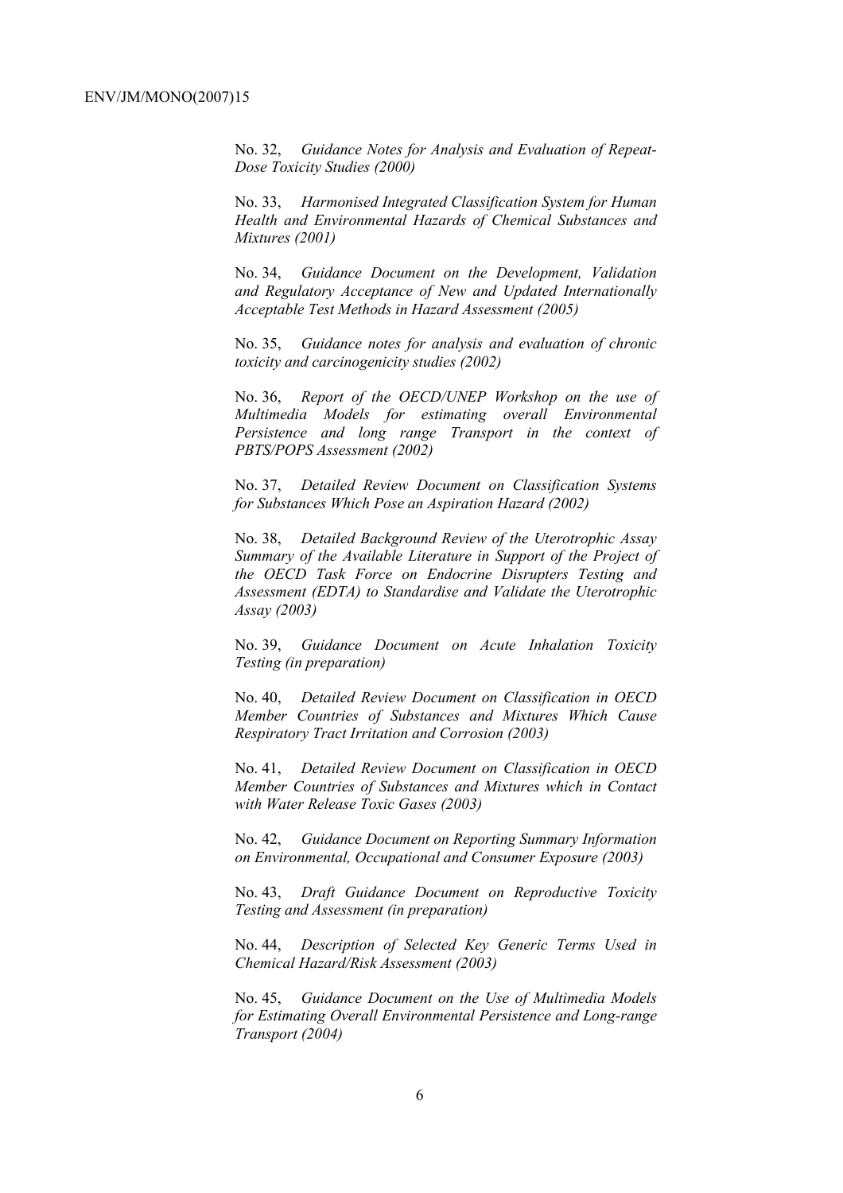No. 32, *Guidance Notes for Analysis and Evaluation of Repeat-Dose Toxicity Studies (2000)*

No. 33, *Harmonised Integrated Classification System for Human Health and Environmental Hazards of Chemical Substances and Mixtures (2001)*

No. 34, *Guidance Document on the Development, Validation and Regulatory Acceptance of New and Updated Internationally Acceptable Test Methods in Hazard Assessment (2005)*

No. 35, *Guidance notes for analysis and evaluation of chronic toxicity and carcinogenicity studies (2002)*

No. 36, *Report of the OECD/UNEP Workshop on the use of Multimedia Models for estimating overall Environmental Persistence and long range Transport in the context of PBTS/POPS Assessment (2002)*

No. 37, *Detailed Review Document on Classification Systems for Substances Which Pose an Aspiration Hazard (2002)*

No. 38, *Detailed Background Review of the Uterotrophic Assay Summary of the Available Literature in Support of the Project of the OECD Task Force on Endocrine Disrupters Testing and Assessment (EDTA) to Standardise and Validate the Uterotrophic Assay (2003)*

No. 39, *Guidance Document on Acute Inhalation Toxicity Testing (in preparation)*

No. 40, *Detailed Review Document on Classification in OECD Member Countries of Substances and Mixtures Which Cause Respiratory Tract Irritation and Corrosion (2003)*

No. 41, *Detailed Review Document on Classification in OECD Member Countries of Substances and Mixtures which in Contact with Water Release Toxic Gases (2003)*

No. 42, *Guidance Document on Reporting Summary Information on Environmental, Occupational and Consumer Exposure (2003)*

No. 43, *Draft Guidance Document on Reproductive Toxicity Testing and Assessment (in preparation)*

No. 44, *Description of Selected Key Generic Terms Used in Chemical Hazard/Risk Assessment (2003)*

No. 45, *Guidance Document on the Use of Multimedia Models for Estimating Overall Environmental Persistence and Long-range Transport (2004)*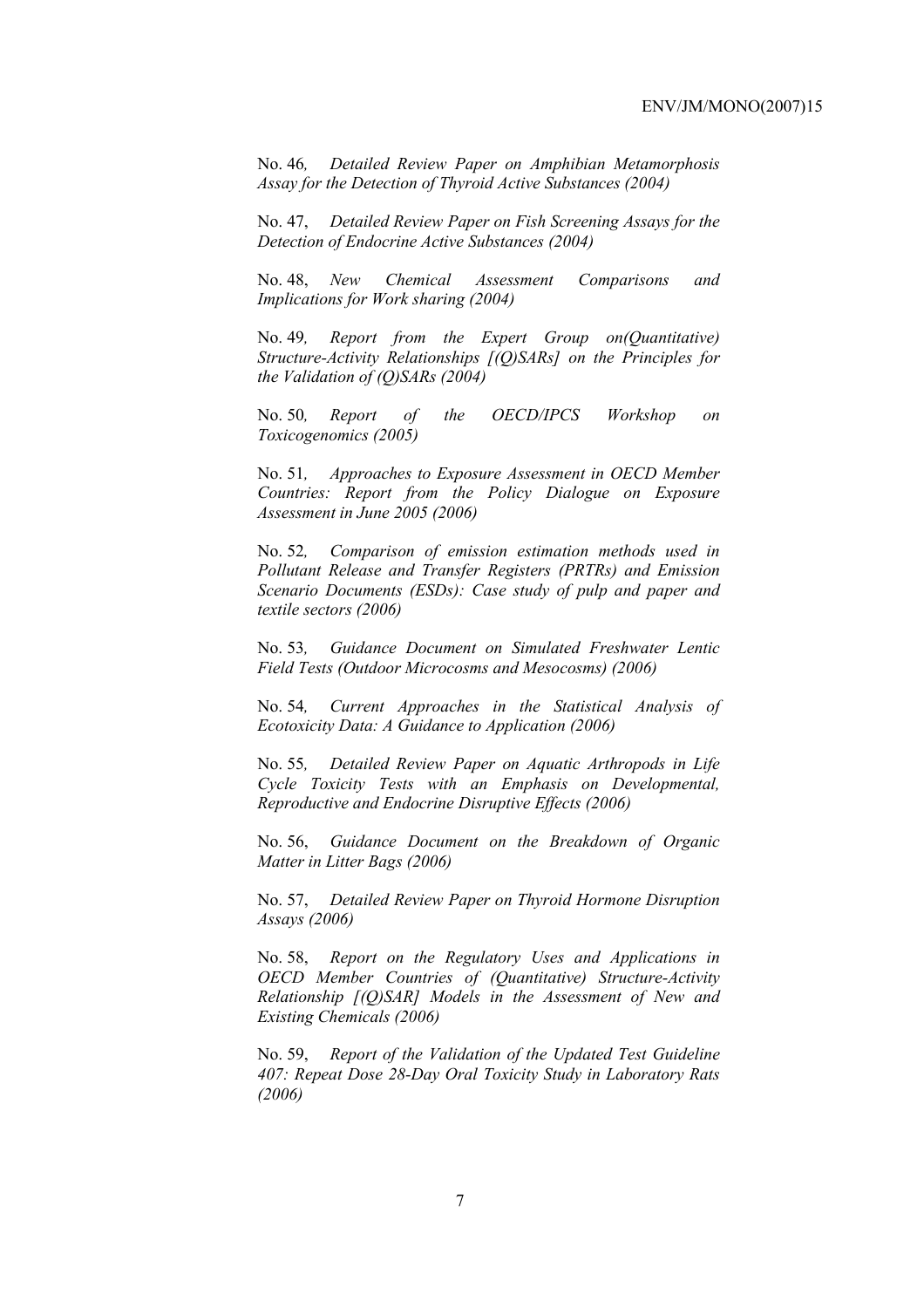No. 46, *Detailed Review Paper on Amphibian Metamorphosis Assay for the Detection of Thyroid Active Substances (2004)*

No. 47, *Detailed Review Paper on Fish Screening Assays for the Detection of Endocrine Active Substances (2004)*

No. 48, *New Chemical Assessment Comparisons and Implications for Work sharing (2004)*

No. 49, *Report from the Expert Group on(Quantitative) Structure-Activity Relationships [(Q)SARs] on the Principles for the Validation of (Q)SARs (2004)*

No. 50, *Report of the OECD/IPCS Workshop on Toxicogenomics (2005)*

No. 51, *Approaches to Exposure Assessment in OECD Member Countries: Report from the Policy Dialogue on Exposure Assessment in June 2005 (2006)*

No. 52, *Comparison of emission estimation methods used in Pollutant Release and Transfer Registers (PRTRs) and Emission Scenario Documents (ESDs): Case study of pulp and paper and textile sectors (2006)*

No. 53, *Guidance Document on Simulated Freshwater Lentic Field Tests (Outdoor Microcosms and Mesocosms) (2006)*

No. 54, *Current Approaches in the Statistical Analysis of Ecotoxicity Data: A Guidance to Application (2006)*

No. 55, *Detailed Review Paper on Aquatic Arthropods in Life Cycle Toxicity Tests with an Emphasis on Developmental, Reproductive and Endocrine Disruptive Effects (2006)*

No. 56, *Guidance Document on the Breakdown of Organic Matter in Litter Bags (2006)*

No. 57, *Detailed Review Paper on Thyroid Hormone Disruption Assays (2006)*

No. 58, *Report on the Regulatory Uses and Applications in OECD Member Countries of (Quantitative) Structure-Activity Relationship [(Q)SAR] Models in the Assessment of New and Existing Chemicals (2006)*

No. 59, *Report of the Validation of the Updated Test Guideline 407: Repeat Dose 28-Day Oral Toxicity Study in Laboratory Rats (2006)*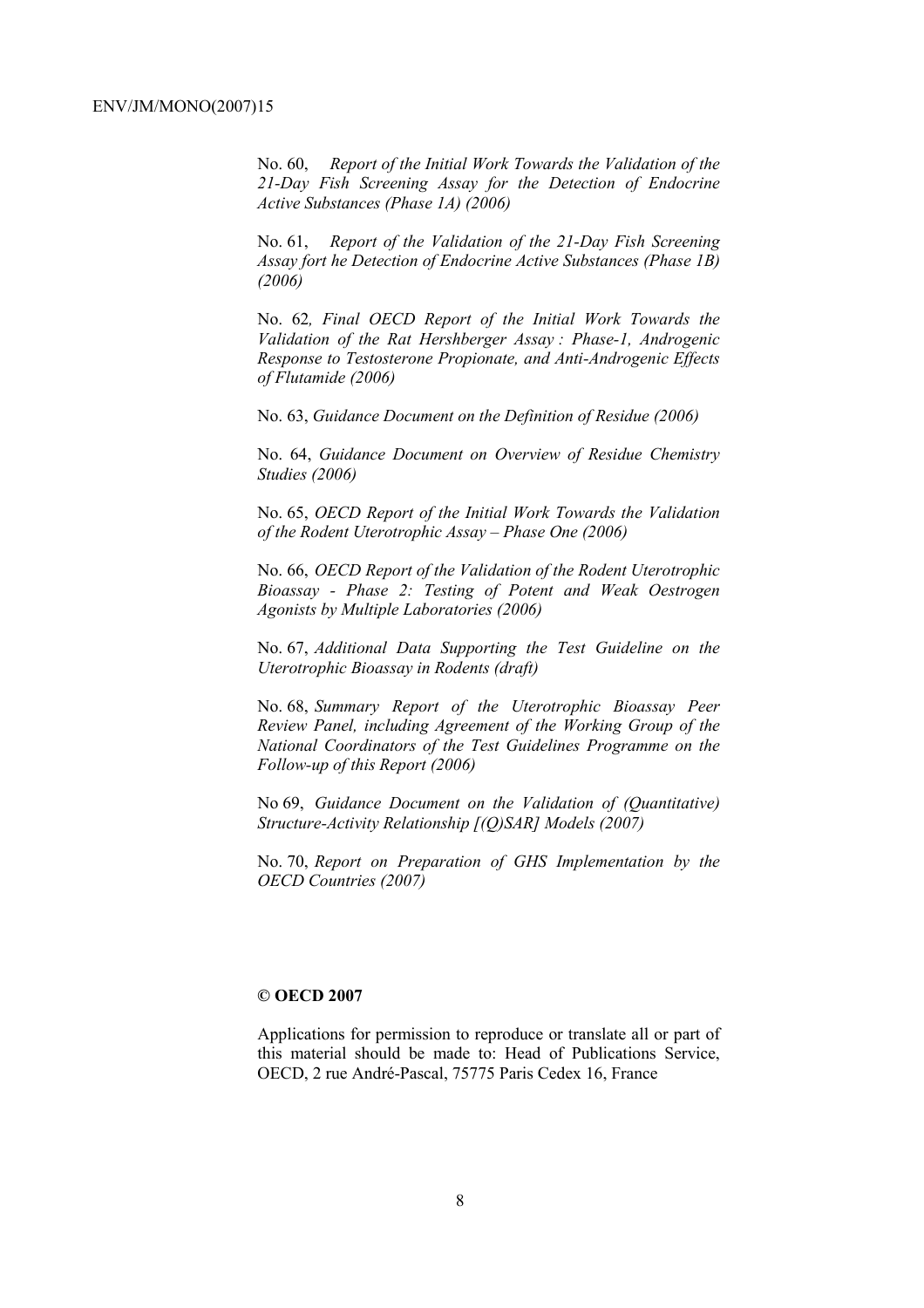No. 60, *Report of the Initial Work Towards the Validation of the 21-Day Fish Screening Assay for the Detection of Endocrine Active Substances (Phase 1A) (2006)*

No. 61, *Report of the Validation of the 21-Day Fish Screening Assay fort he Detection of Endocrine Active Substances (Phase 1B) (2006)*

No. 62*, Final OECD Report of the Initial Work Towards the Validation of the Rat Hershberger Assay : Phase-1, Androgenic Response to Testosterone Propionate, and Anti-Androgenic Effects of Flutamide (2006)*

No. 63, *Guidance Document on the Definition of Residue (2006)*

No. 64, *Guidance Document on Overview of Residue Chemistry Studies (2006)*

No. 65, *OECD Report of the Initial Work Towards the Validation of the Rodent Uterotrophic Assay – Phase One (2006)*

No. 66, *OECD Report of the Validation of the Rodent Uterotrophic Bioassay - Phase 2: Testing of Potent and Weak Oestrogen Agonists by Multiple Laboratories (2006)*

No. 67, *Additional Data Supporting the Test Guideline on the Uterotrophic Bioassay in Rodents (draft)*

No. 68, *Summary Report of the Uterotrophic Bioassay Peer Review Panel, including Agreement of the Working Group of the National Coordinators of the Test Guidelines Programme on the Follow-up of this Report (2006)*

No 69, *Guidance Document on the Validation of (Quantitative) Structure-Activity Relationship [(Q)SAR] Models (2007)*

No. 70, *Report on Preparation of GHS Implementation by the OECD Countries (2007)*

**© OECD 2007**

Applications for permission to reproduce or translate all or part of this material should be made to: Head of Publications Service, OECD, 2 rue André-Pascal, 75775 Paris Cedex 16, France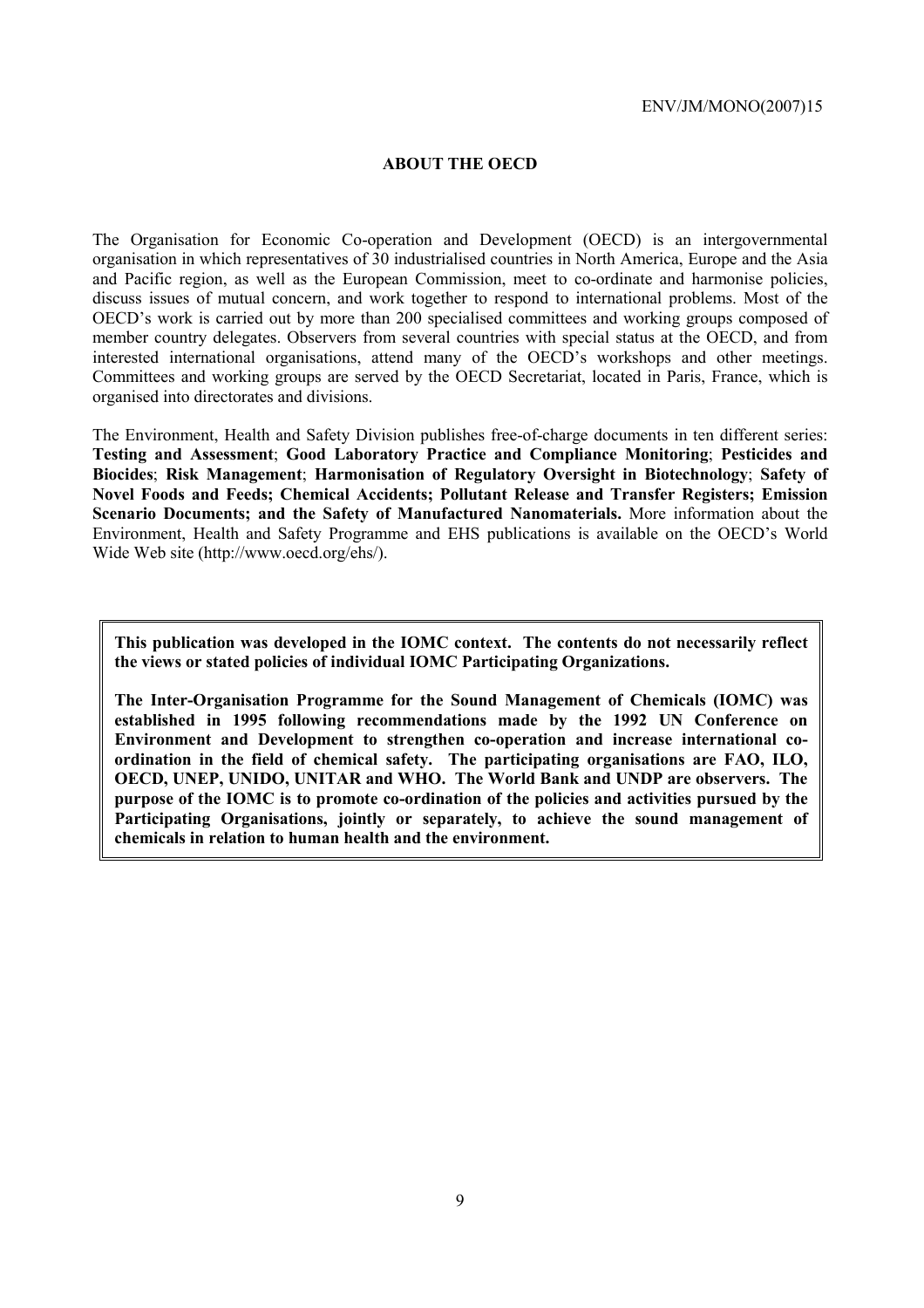## ABOUT THE OECD

The Organisation for Economic Co-operation and Development (OECD) is an intergovernmental organisation in which representatives of 30 industrialised countries in North America, Europe and the Asia and Pacific region, as well as the European Commission, meet to co-ordinate and harmonise policies, discuss issues of mutual concern, and work together to respond to international problems. Most of the OECD's work is carried out by more than 200 specialised committees and working groups composed of member country delegates. Observers from several countries with special status at the OECD, and from interested international organisations, attend many of the OECD's workshops and other meetings. Committees and working groups are served by the OECD Secretariat, located in Paris, France, which is organised into directorates and divisions.

The Environment, Health and Safety Division publishes free-of-charge documents in ten different series: **Testing and Assessment**; **Good Laboratory Practice and Compliance Monitoring**; **Pesticides and Biocides**; **Risk Management**; **Harmonisation of Regulatory Oversight in Biotechnology**; **Safety of Novel Foods and Feeds; Chemical Accidents; Pollutant Release and Transfer Registers; Emission Scenario Documents; and the Safety of Manufactured Nanomaterials.** More information about the Environment, Health and Safety Programme and EHS publications is available on the OECD's World Wide Web site (http://www.oecd.org/ehs/).

**This publication was developed in the IOMC context. The contents do not necessarily reflect the views or stated policies of individual IOMC Participating Organizations.**

**The Inter-Organisation Programme for the Sound Management of Chemicals (IOMC) was established in 1995 following recommendations made by the 1992 UN Conference on Environment and Development to strengthen co-operation and increase international co-ordination in the field of chemical safety. The participating organisations are FAO, ILO, OECD, UNEP, UNIDO, UNITAR and WHO. The World Bank and UNDP are observers. The purpose of the IOMC is to promote co-ordination of the policies and activities pursued by the Participating Organisations, jointly or separately, to achieve the sound management of chemicals in relation to human health and the environment.**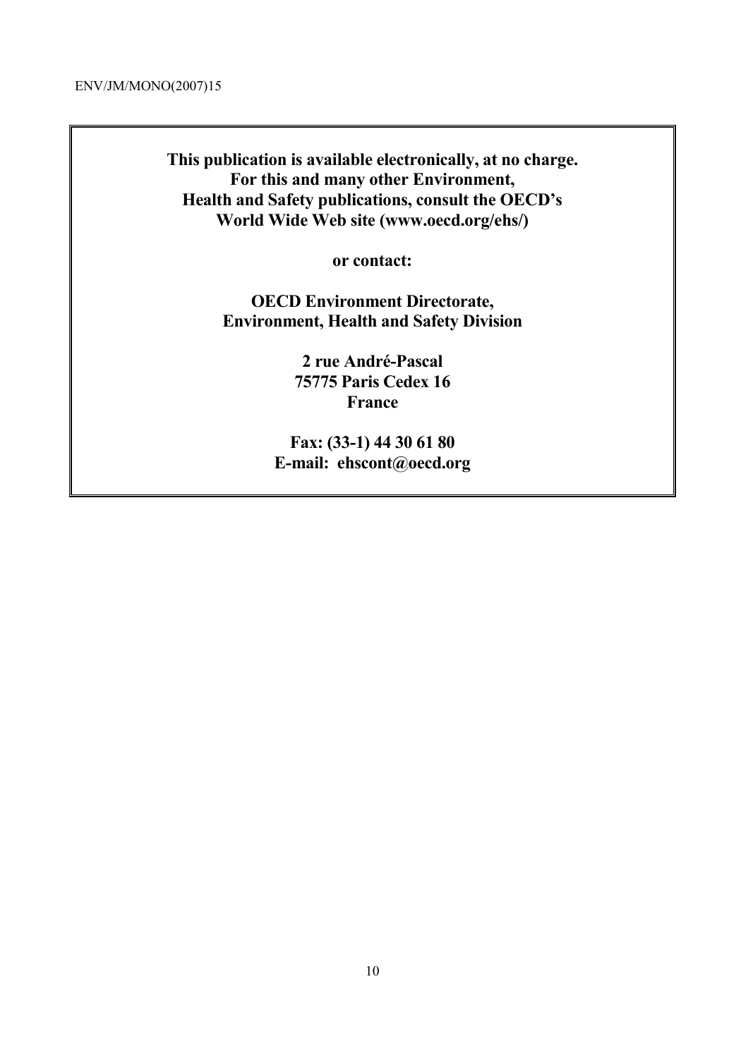**This publication is available electronically, at no charge.**
**For this and many other Environment,**
**Health and Safety publications, consult the OECD's**
**World Wide Web site (www.oecd.org/ehs/)**

**or contact:**

**OECD Environment Directorate,**
**Environment, Health and Safety Division**

**2 rue André-Pascal**
**75775 Paris Cedex 16**
**France**

**Fax: (33-1) 44 30 61 80**
**E-mail: ehscont@oecd.org**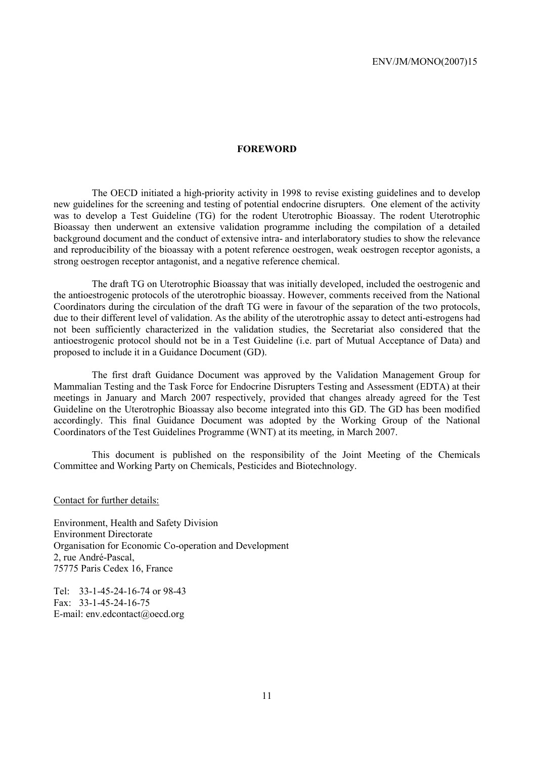## FOREWORD

The OECD initiated a high-priority activity in 1998 to revise existing guidelines and to develop new guidelines for the screening and testing of potential endocrine disrupters. One element of the activity was to develop a Test Guideline (TG) for the rodent Uterotrophic Bioassay. The rodent Uterotrophic Bioassay then underwent an extensive validation programme including the compilation of a detailed background document and the conduct of extensive intra- and interlaboratory studies to show the relevance and reproducibility of the bioassay with a potent reference oestrogen, weak oestrogen receptor agonists, a strong oestrogen receptor antagonist, and a negative reference chemical.

The draft TG on Uterotrophic Bioassay that was initially developed, included the oestrogenic and the antioestrogenic protocols of the uterotrophic bioassay. However, comments received from the National Coordinators during the circulation of the draft TG were in favour of the separation of the two protocols, due to their different level of validation. As the ability of the uterotrophic assay to detect anti-estrogens had not been sufficiently characterized in the validation studies, the Secretariat also considered that the antioestrogenic protocol should not be in a Test Guideline (i.e. part of Mutual Acceptance of Data) and proposed to include it in a Guidance Document (GD).

The first draft Guidance Document was approved by the Validation Management Group for Mammalian Testing and the Task Force for Endocrine Disrupters Testing and Assessment (EDTA) at their meetings in January and March 2007 respectively, provided that changes already agreed for the Test Guideline on the Uterotrophic Bioassay also become integrated into this GD. The GD has been modified accordingly. This final Guidance Document was adopted by the Working Group of the National Coordinators of the Test Guidelines Programme (WNT) at its meeting, in March 2007.

This document is published on the responsibility of the Joint Meeting of the Chemicals Committee and Working Party on Chemicals, Pesticides and Biotechnology.

Contact for further details:

Environment, Health and Safety Division
Environment Directorate
Organisation for Economic Co-operation and Development
2, rue André-Pascal,
75775 Paris Cedex 16, France

Tel: 33-1-45-24-16-74 or 98-43
Fax: 33-1-45-24-16-75
E-mail: env.edcontact@oecd.org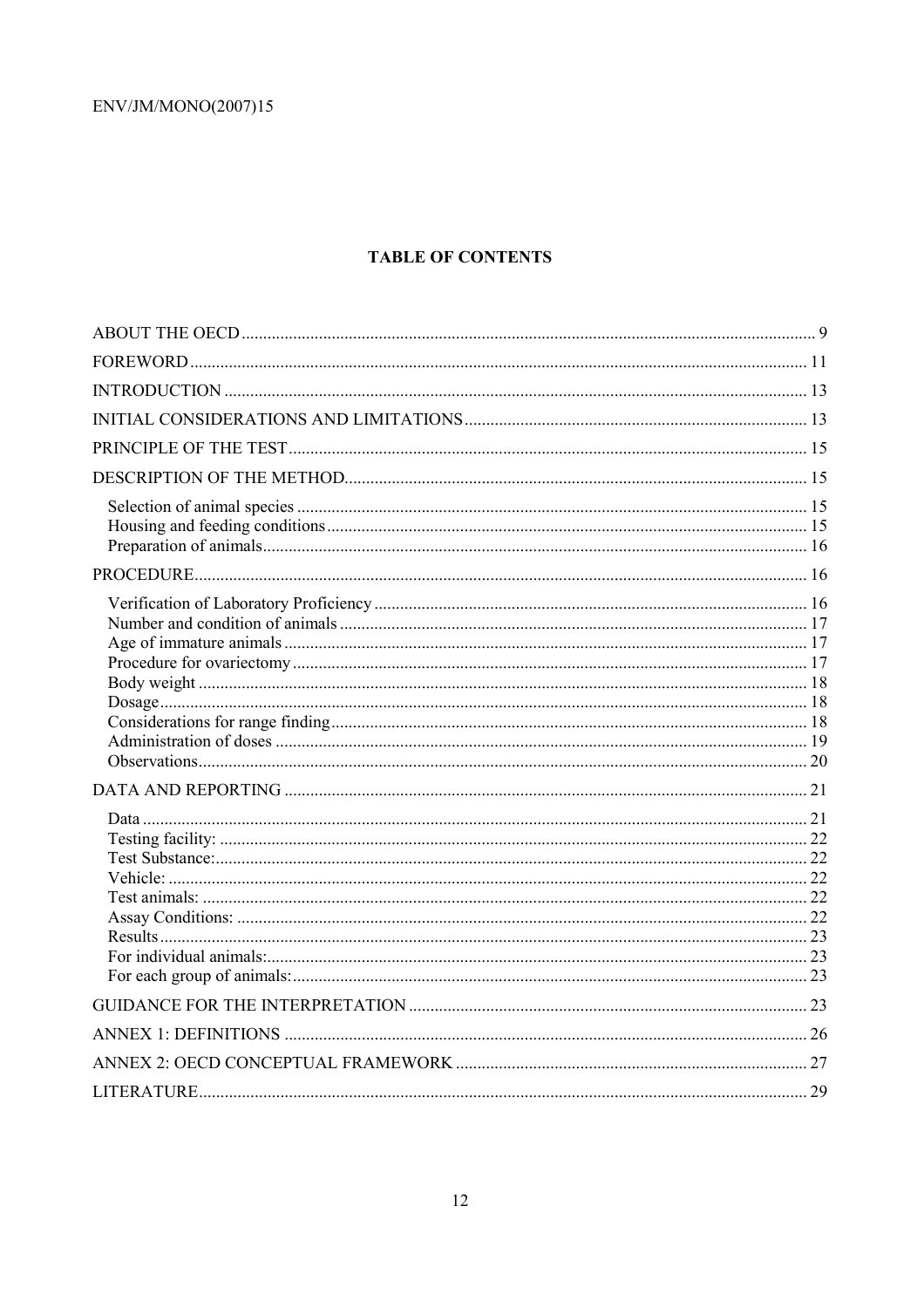# TABLE OF CONTENTS

ABOUT THE OECD ..... 9

FOREWORD ..... 11

INTRODUCTION ..... 13

INITIAL CONSIDERATIONS AND LIMITATIONS ..... 13

PRINCIPLE OF THE TEST ..... 15

DESCRIPTION OF THE METHOD ..... 15

- Selection of animal species ..... 15
- Housing and feeding conditions ..... 15
- Preparation of animals ..... 16

PROCEDURE ..... 16

- Verification of Laboratory Proficiency ..... 16
- Number and condition of animals ..... 17
- Age of immature animals ..... 17
- Procedure for ovariectomy ..... 17
- Body weight ..... 18
- Dosage ..... 18
- Considerations for range finding ..... 18
- Administration of doses ..... 19
- Observations ..... 20

DATA AND REPORTING ..... 21

- Data ..... 21
- Testing facility: ..... 22
- Test Substance: ..... 22
- Vehicle: ..... 22
- Test animals: ..... 22
- Assay Conditions: ..... 22
- Results ..... 23
- For individual animals: ..... 23
- For each group of animals: ..... 23

GUIDANCE FOR THE INTERPRETATION ..... 23

ANNEX 1: DEFINITIONS ..... 26

ANNEX 2: OECD CONCEPTUAL FRAMEWORK ..... 27

LITERATURE ..... 29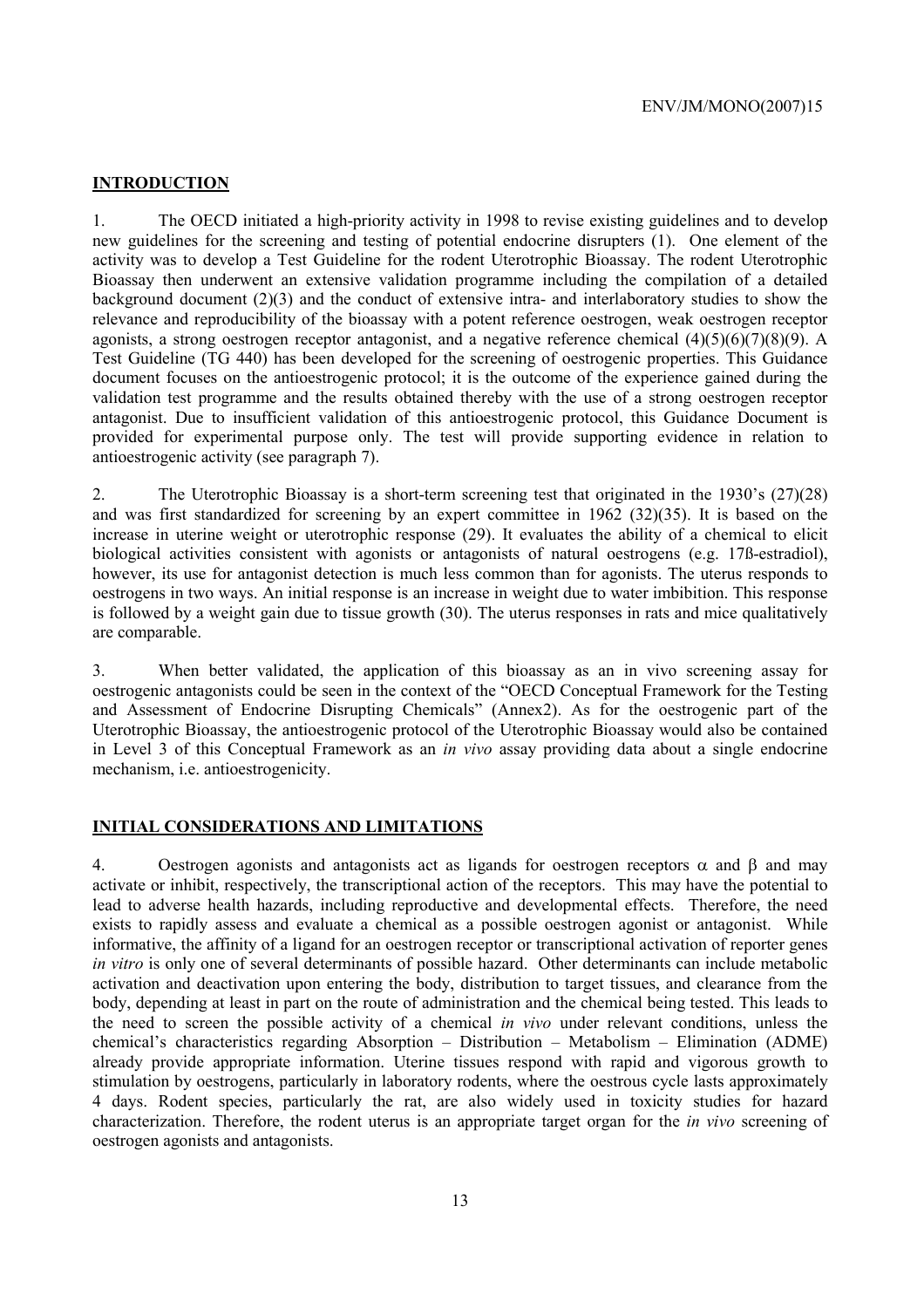## INTRODUCTION

1. The OECD initiated a high-priority activity in 1998 to revise existing guidelines and to develop new guidelines for the screening and testing of potential endocrine disrupters (1). One element of the activity was to develop a Test Guideline for the rodent Uterotrophic Bioassay. The rodent Uterotrophic Bioassay then underwent an extensive validation programme including the compilation of a detailed background document (2)(3) and the conduct of extensive intra- and interlaboratory studies to show the relevance and reproducibility of the bioassay with a potent reference oestrogen, weak oestrogen receptor agonists, a strong oestrogen receptor antagonist, and a negative reference chemical (4)(5)(6)(7)(8)(9). A Test Guideline (TG 440) has been developed for the screening of oestrogenic properties. This Guidance document focuses on the antioestrogenic protocol; it is the outcome of the experience gained during the validation test programme and the results obtained thereby with the use of a strong oestrogen receptor antagonist. Due to insufficient validation of this antioestrogenic protocol, this Guidance Document is provided for experimental purpose only. The test will provide supporting evidence in relation to antioestrogenic activity (see paragraph 7).

2. The Uterotrophic Bioassay is a short-term screening test that originated in the 1930's (27)(28) and was first standardized for screening by an expert committee in 1962 (32)(35). It is based on the increase in uterine weight or uterotrophic response (29). It evaluates the ability of a chemical to elicit biological activities consistent with agonists or antagonists of natural oestrogens (e.g. 17ß-estradiol), however, its use for antagonist detection is much less common than for agonists. The uterus responds to oestrogens in two ways. An initial response is an increase in weight due to water imbibition. This response is followed by a weight gain due to tissue growth (30). The uterus responses in rats and mice qualitatively are comparable.

3. When better validated, the application of this bioassay as an in vivo screening assay for oestrogenic antagonists could be seen in the context of the "OECD Conceptual Framework for the Testing and Assessment of Endocrine Disrupting Chemicals" (Annex2). As for the oestrogenic part of the Uterotrophic Bioassay, the antioestrogenic protocol of the Uterotrophic Bioassay would also be contained in Level 3 of this Conceptual Framework as an *in vivo* assay providing data about a single endocrine mechanism, i.e. antioestrogenicity.

## INITIAL CONSIDERATIONS AND LIMITATIONS

4. Oestrogen agonists and antagonists act as ligands for oestrogen receptors $\alpha$ and $\beta$ and may activate or inhibit, respectively, the transcriptional action of the receptors. This may have the potential to lead to adverse health hazards, including reproductive and developmental effects. Therefore, the need exists to rapidly assess and evaluate a chemical as a possible oestrogen agonist or antagonist. While informative, the affinity of a ligand for an oestrogen receptor or transcriptional activation of reporter genes *in vitro* is only one of several determinants of possible hazard. Other determinants can include metabolic activation and deactivation upon entering the body, distribution to target tissues, and clearance from the body, depending at least in part on the route of administration and the chemical being tested. This leads to the need to screen the possible activity of a chemical *in vivo* under relevant conditions, unless the chemical's characteristics regarding Absorption – Distribution – Metabolism – Elimination (ADME) already provide appropriate information. Uterine tissues respond with rapid and vigorous growth to stimulation by oestrogens, particularly in laboratory rodents, where the oestrous cycle lasts approximately 4 days. Rodent species, particularly the rat, are also widely used in toxicity studies for hazard characterization. Therefore, the rodent uterus is an appropriate target organ for the *in vivo* screening of oestrogen agonists and antagonists.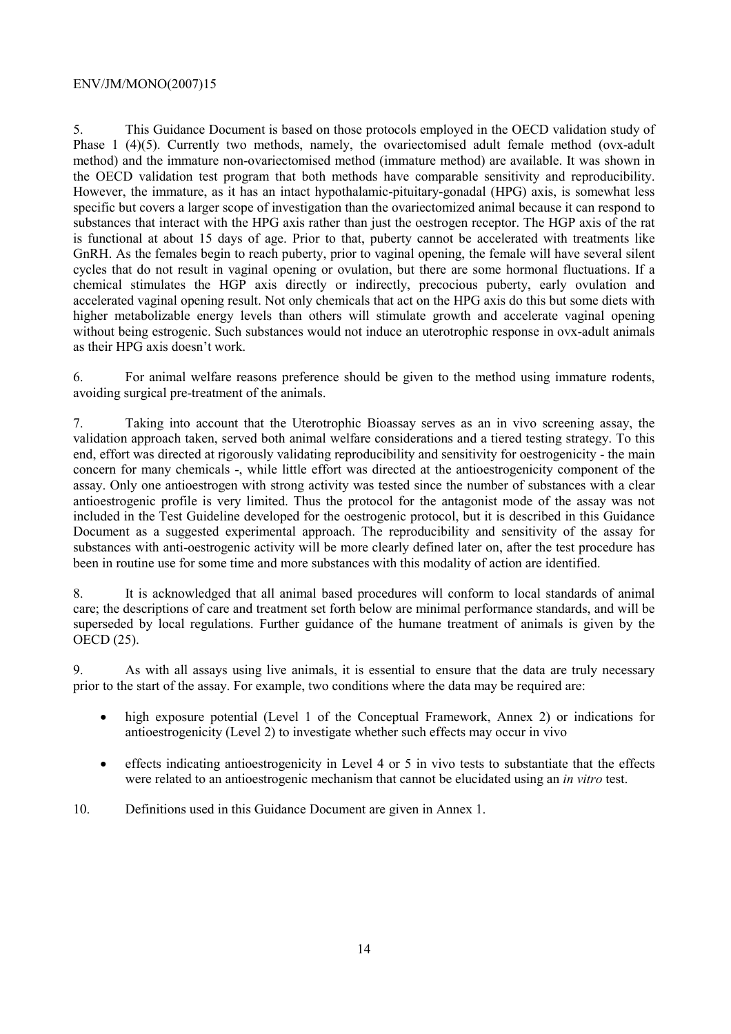5. This Guidance Document is based on those protocols employed in the OECD validation study of Phase 1 (4)(5). Currently two methods, namely, the ovariectomised adult female method (ovx-adult method) and the immature non-ovariectomised method (immature method) are available. It was shown in the OECD validation test program that both methods have comparable sensitivity and reproducibility. However, the immature, as it has an intact hypothalamic-pituitary-gonadal (HPG) axis, is somewhat less specific but covers a larger scope of investigation than the ovariectomized animal because it can respond to substances that interact with the HPG axis rather than just the oestrogen receptor. The HGP axis of the rat is functional at about 15 days of age. Prior to that, puberty cannot be accelerated with treatments like GnRH. As the females begin to reach puberty, prior to vaginal opening, the female will have several silent cycles that do not result in vaginal opening or ovulation, but there are some hormonal fluctuations. If a chemical stimulates the HGP axis directly or indirectly, precocious puberty, early ovulation and accelerated vaginal opening result. Not only chemicals that act on the HPG axis do this but some diets with higher metabolizable energy levels than others will stimulate growth and accelerate vaginal opening without being estrogenic. Such substances would not induce an uterotrophic response in ovx-adult animals as their HPG axis doesn't work.

6. For animal welfare reasons preference should be given to the method using immature rodents, avoiding surgical pre-treatment of the animals.

7. Taking into account that the Uterotrophic Bioassay serves as an in vivo screening assay, the validation approach taken, served both animal welfare considerations and a tiered testing strategy. To this end, effort was directed at rigorously validating reproducibility and sensitivity for oestrogenicity - the main concern for many chemicals -, while little effort was directed at the antioestrogenicity component of the assay. Only one antioestrogen with strong activity was tested since the number of substances with a clear antioestrogenic profile is very limited. Thus the protocol for the antagonist mode of the assay was not included in the Test Guideline developed for the oestrogenic protocol, but it is described in this Guidance Document as a suggested experimental approach. The reproducibility and sensitivity of the assay for substances with anti-oestrogenic activity will be more clearly defined later on, after the test procedure has been in routine use for some time and more substances with this modality of action are identified.

8. It is acknowledged that all animal based procedures will conform to local standards of animal care; the descriptions of care and treatment set forth below are minimal performance standards, and will be superseded by local regulations. Further guidance of the humane treatment of animals is given by the OECD (25).

9. As with all assays using live animals, it is essential to ensure that the data are truly necessary prior to the start of the assay. For example, two conditions where the data may be required are:

- high exposure potential (Level 1 of the Conceptual Framework, Annex 2) or indications for antioestrogenicity (Level 2) to investigate whether such effects may occur in vivo
- effects indicating antioestrogenicity in Level 4 or 5 in vivo tests to substantiate that the effects were related to an antioestrogenic mechanism that cannot be elucidated using an *in vitro* test.

10. Definitions used in this Guidance Document are given in Annex 1.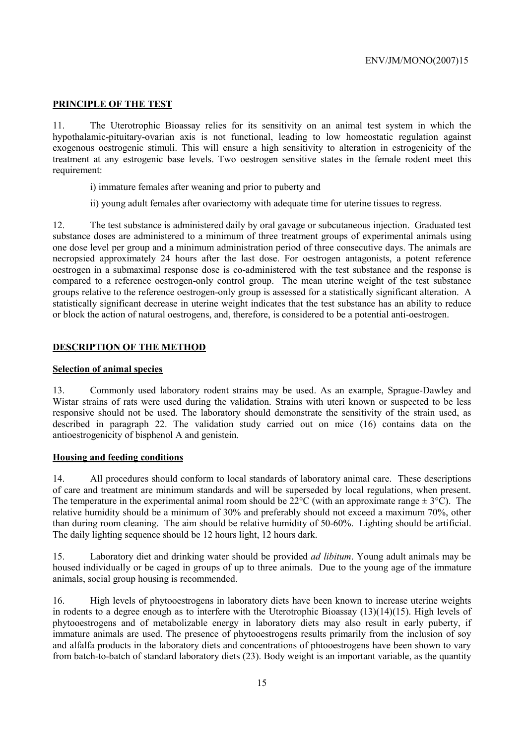## PRINCIPLE OF THE TEST

11. The Uterotrophic Bioassay relies for its sensitivity on an animal test system in which the hypothalamic-pituitary-ovarian axis is not functional, leading to low homeostatic regulation against exogenous oestrogenic stimuli. This will ensure a high sensitivity to alteration in estrogenicity of the treatment at any estrogenic base levels. Two oestrogen sensitive states in the female rodent meet this requirement:

i) immature females after weaning and prior to puberty and

ii) young adult females after ovariectomy with adequate time for uterine tissues to regress.

12. The test substance is administered daily by oral gavage or subcutaneous injection. Graduated test substance doses are administered to a minimum of three treatment groups of experimental animals using one dose level per group and a minimum administration period of three consecutive days. The animals are necropsied approximately 24 hours after the last dose. For oestrogen antagonists, a potent reference oestrogen in a submaximal response dose is co-administered with the test substance and the response is compared to a reference oestrogen-only control group. The mean uterine weight of the test substance groups relative to the reference oestrogen-only group is assessed for a statistically significant alteration. A statistically significant decrease in uterine weight indicates that the test substance has an ability to reduce or block the action of natural oestrogens, and, therefore, is considered to be a potential anti-oestrogen.

## DESCRIPTION OF THE METHOD

### Selection of animal species

13. Commonly used laboratory rodent strains may be used. As an example, Sprague-Dawley and Wistar strains of rats were used during the validation. Strains with uteri known or suspected to be less responsive should not be used. The laboratory should demonstrate the sensitivity of the strain used, as described in paragraph 22. The validation study carried out on mice (16) contains data on the antioestrogenicity of bisphenol A and genistein.

### Housing and feeding conditions

14. All procedures should conform to local standards of laboratory animal care. These descriptions of care and treatment are minimum standards and will be superseded by local regulations, when present. The temperature in the experimental animal room should be 22°C (with an approximate range ± 3°C). The relative humidity should be a minimum of 30% and preferably should not exceed a maximum 70%, other than during room cleaning. The aim should be relative humidity of 50-60%. Lighting should be artificial. The daily lighting sequence should be 12 hours light, 12 hours dark.

15. Laboratory diet and drinking water should be provided *ad libitum*. Young adult animals may be housed individually or be caged in groups of up to three animals. Due to the young age of the immature animals, social group housing is recommended.

16. High levels of phytooestrogens in laboratory diets have been known to increase uterine weights in rodents to a degree enough as to interfere with the Uterotrophic Bioassay (13)(14)(15). High levels of phytooestrogens and of metabolizable energy in laboratory diets may also result in early puberty, if immature animals are used. The presence of phytooestrogens results primarily from the inclusion of soy and alfalfa products in the laboratory diets and concentrations of phtooestrogens have been shown to vary from batch-to-batch of standard laboratory diets (23). Body weight is an important variable, as the quantity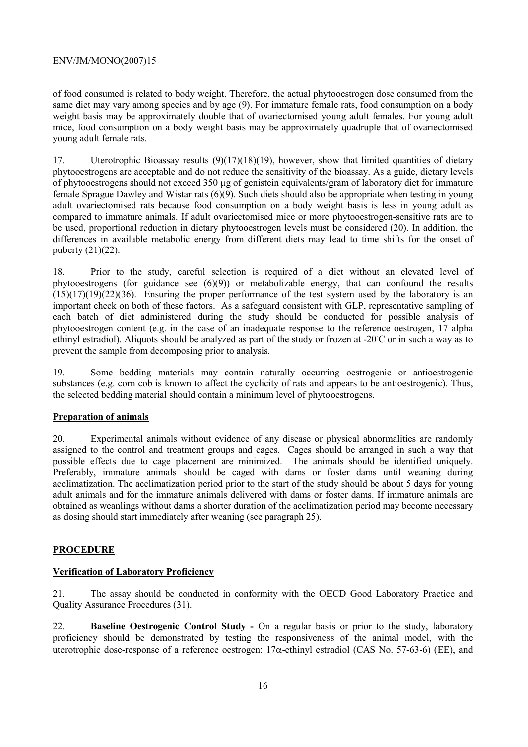of food consumed is related to body weight. Therefore, the actual phytooestrogen dose consumed from the same diet may vary among species and by age (9). For immature female rats, food consumption on a body weight basis may be approximately double that of ovariectomised young adult females. For young adult mice, food consumption on a body weight basis may be approximately quadruple that of ovariectomised young adult female rats.

17. Uterotrophic Bioassay results (9)(17)(18)(19), however, show that limited quantities of dietary phytooestrogens are acceptable and do not reduce the sensitivity of the bioassay. As a guide, dietary levels of phytooestrogens should not exceed 350 μg of genistein equivalents/gram of laboratory diet for immature female Sprague Dawley and Wistar rats (6)(9). Such diets should also be appropriate when testing in young adult ovariectomised rats because food consumption on a body weight basis is less in young adult as compared to immature animals. If adult ovariectomised mice or more phytooestrogen-sensitive rats are to be used, proportional reduction in dietary phytooestrogen levels must be considered (20). In addition, the differences in available metabolic energy from different diets may lead to time shifts for the onset of puberty (21)(22).

18. Prior to the study, careful selection is required of a diet without an elevated level of phytooestrogens (for guidance see (6)(9)) or metabolizable energy, that can confound the results (15)(17)(19)(22)(36). Ensuring the proper performance of the test system used by the laboratory is an important check on both of these factors. As a safeguard consistent with GLP, representative sampling of each batch of diet administered during the study should be conducted for possible analysis of phytooestrogen content (e.g. in the case of an inadequate response to the reference oestrogen, 17 alpha ethinyl estradiol). Aliquots should be analyzed as part of the study or frozen at -20°C or in such a way as to prevent the sample from decomposing prior to analysis.

19. Some bedding materials may contain naturally occurring oestrogenic or antioestrogenic substances (e.g. corn cob is known to affect the cyclicity of rats and appears to be antioestrogenic). Thus, the selected bedding material should contain a minimum level of phytooestrogens.

## Preparation of animals

20. Experimental animals without evidence of any disease or physical abnormalities are randomly assigned to the control and treatment groups and cages. Cages should be arranged in such a way that possible effects due to cage placement are minimized. The animals should be identified uniquely. Preferably, immature animals should be caged with dams or foster dams until weaning during acclimatization. The acclimatization period prior to the start of the study should be about 5 days for young adult animals and for the immature animals delivered with dams or foster dams. If immature animals are obtained as weanlings without dams a shorter duration of the acclimatization period may become necessary as dosing should start immediately after weaning (see paragraph 25).

## PROCEDURE

## Verification of Laboratory Proficiency

21. The assay should be conducted in conformity with the OECD Good Laboratory Practice and Quality Assurance Procedures (31).

22. **Baseline Oestrogenic Control Study -** On a regular basis or prior to the study, laboratory proficiency should be demonstrated by testing the responsiveness of the animal model, with the uterotrophic dose-response of a reference oestrogen: 17α-ethinyl estradiol (CAS No. 57-63-6) (EE), and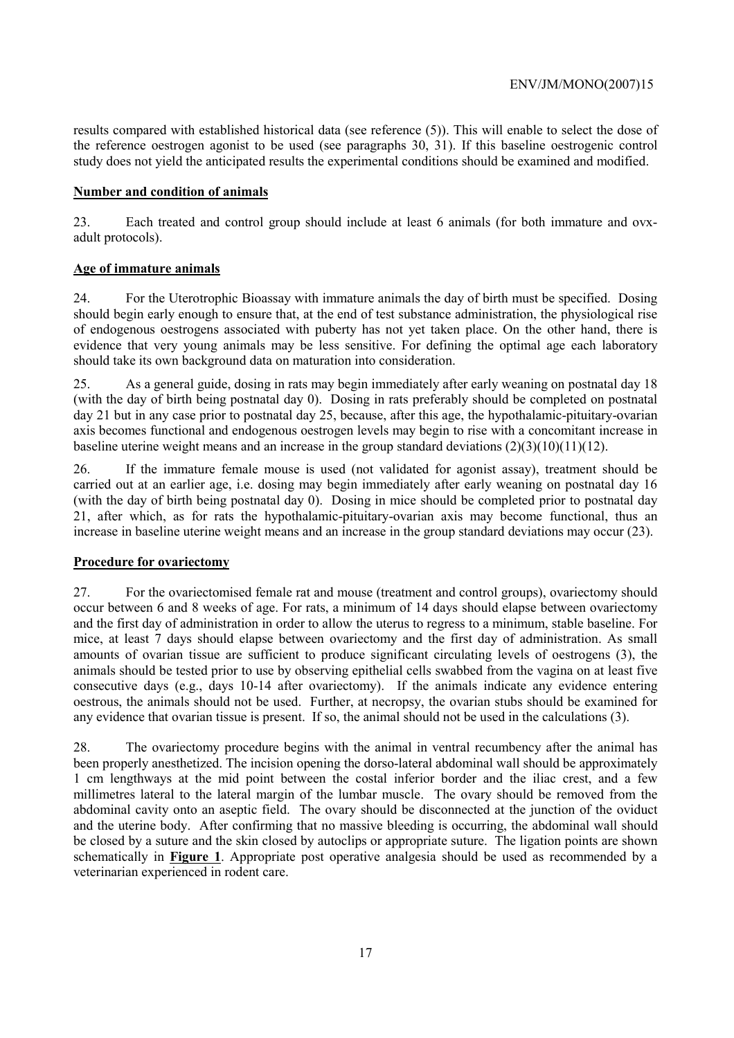results compared with established historical data (see reference (5)). This will enable to select the dose of the reference oestrogen agonist to be used (see paragraphs 30, 31). If this baseline oestrogenic control study does not yield the anticipated results the experimental conditions should be examined and modified.

**Number and condition of animals**

23. Each treated and control group should include at least 6 animals (for both immature and ovx-adult protocols).

**Age of immature animals**

24. For the Uterotrophic Bioassay with immature animals the day of birth must be specified. Dosing should begin early enough to ensure that, at the end of test substance administration, the physiological rise of endogenous oestrogens associated with puberty has not yet taken place. On the other hand, there is evidence that very young animals may be less sensitive. For defining the optimal age each laboratory should take its own background data on maturation into consideration.

25. As a general guide, dosing in rats may begin immediately after early weaning on postnatal day 18 (with the day of birth being postnatal day 0). Dosing in rats preferably should be completed on postnatal day 21 but in any case prior to postnatal day 25, because, after this age, the hypothalamic-pituitary-ovarian axis becomes functional and endogenous oestrogen levels may begin to rise with a concomitant increase in baseline uterine weight means and an increase in the group standard deviations (2)(3)(10)(11)(12).

26. If the immature female mouse is used (not validated for agonist assay), treatment should be carried out at an earlier age, i.e. dosing may begin immediately after early weaning on postnatal day 16 (with the day of birth being postnatal day 0). Dosing in mice should be completed prior to postnatal day 21, after which, as for rats the hypothalamic-pituitary-ovarian axis may become functional, thus an increase in baseline uterine weight means and an increase in the group standard deviations may occur (23).

**Procedure for ovariectomy**

27. For the ovariectomised female rat and mouse (treatment and control groups), ovariectomy should occur between 6 and 8 weeks of age. For rats, a minimum of 14 days should elapse between ovariectomy and the first day of administration in order to allow the uterus to regress to a minimum, stable baseline. For mice, at least 7 days should elapse between ovariectomy and the first day of administration. As small amounts of ovarian tissue are sufficient to produce significant circulating levels of oestrogens (3), the animals should be tested prior to use by observing epithelial cells swabbed from the vagina on at least five consecutive days (e.g., days 10-14 after ovariectomy). If the animals indicate any evidence entering oestrous, the animals should not be used. Further, at necropsy, the ovarian stubs should be examined for any evidence that ovarian tissue is present. If so, the animal should not be used in the calculations (3).

28. The ovariectomy procedure begins with the animal in ventral recumbency after the animal has been properly anesthetized. The incision opening the dorso-lateral abdominal wall should be approximately 1 cm lengthways at the mid point between the costal inferior border and the iliac crest, and a few millimetres lateral to the lateral margin of the lumbar muscle. The ovary should be removed from the abdominal cavity onto an aseptic field. The ovary should be disconnected at the junction of the oviduct and the uterine body. After confirming that no massive bleeding is occurring, the abdominal wall should be closed by a suture and the skin closed by autoclips or appropriate suture. The ligation points are shown schematically in **Figure 1**. Appropriate post operative analgesia should be used as recommended by a veterinarian experienced in rodent care.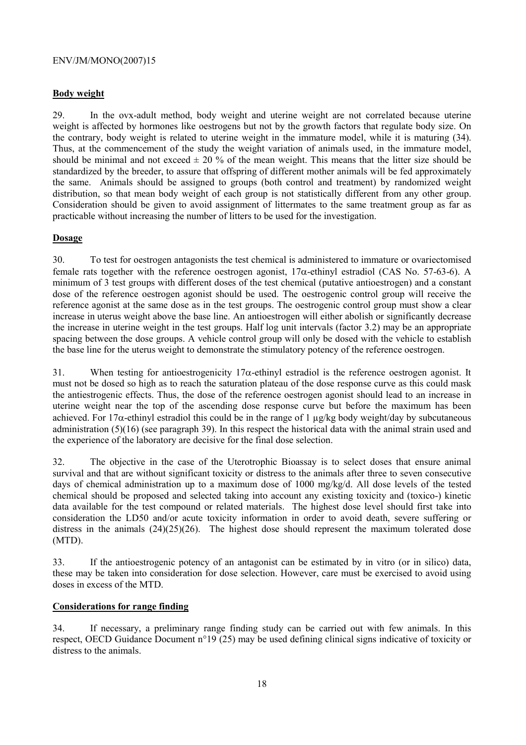**Body weight**

29. In the ovx-adult method, body weight and uterine weight are not correlated because uterine weight is affected by hormones like oestrogens but not by the growth factors that regulate body size. On the contrary, body weight is related to uterine weight in the immature model, while it is maturing (34). Thus, at the commencement of the study the weight variation of animals used, in the immature model, should be minimal and not exceed ± 20 % of the mean weight. This means that the litter size should be standardized by the breeder, to assure that offspring of different mother animals will be fed approximately the same. Animals should be assigned to groups (both control and treatment) by randomized weight distribution, so that mean body weight of each group is not statistically different from any other group. Consideration should be given to avoid assignment of littermates to the same treatment group as far as practicable without increasing the number of litters to be used for the investigation.

**Dosage**

30. To test for oestrogen antagonists the test chemical is administered to immature or ovariectomised female rats together with the reference oestrogen agonist, 17α-ethinyl estradiol (CAS No. 57-63-6). A minimum of 3 test groups with different doses of the test chemical (putative antioestrogen) and a constant dose of the reference oestrogen agonist should be used. The oestrogenic control group will receive the reference agonist at the same dose as in the test groups. The oestrogenic control group must show a clear increase in uterus weight above the base line. An antioestrogen will either abolish or significantly decrease the increase in uterine weight in the test groups. Half log unit intervals (factor 3.2) may be an appropriate spacing between the dose groups. A vehicle control group will only be dosed with the vehicle to establish the base line for the uterus weight to demonstrate the stimulatory potency of the reference oestrogen.

31. When testing for antioestrogenicity 17α-ethinyl estradiol is the reference oestrogen agonist. It must not be dosed so high as to reach the saturation plateau of the dose response curve as this could mask the antiestrogenic effects. Thus, the dose of the reference oestrogen agonist should lead to an increase in uterine weight near the top of the ascending dose response curve but before the maximum has been achieved. For 17α-ethinyl estradiol this could be in the range of 1 µg/kg body weight/day by subcutaneous administration (5)(16) (see paragraph 39). In this respect the historical data with the animal strain used and the experience of the laboratory are decisive for the final dose selection.

32. The objective in the case of the Uterotrophic Bioassay is to select doses that ensure animal survival and that are without significant toxicity or distress to the animals after three to seven consecutive days of chemical administration up to a maximum dose of 1000 mg/kg/d. All dose levels of the tested chemical should be proposed and selected taking into account any existing toxicity and (toxico-) kinetic data available for the test compound or related materials. The highest dose level should first take into consideration the LD50 and/or acute toxicity information in order to avoid death, severe suffering or distress in the animals (24)(25)(26). The highest dose should represent the maximum tolerated dose (MTD).

33. If the antioestrogenic potency of an antagonist can be estimated by in vitro (or in silico) data, these may be taken into consideration for dose selection. However, care must be exercised to avoid using doses in excess of the MTD.

**Considerations for range finding**

34. If necessary, a preliminary range finding study can be carried out with few animals. In this respect, OECD Guidance Document n°19 (25) may be used defining clinical signs indicative of toxicity or distress to the animals.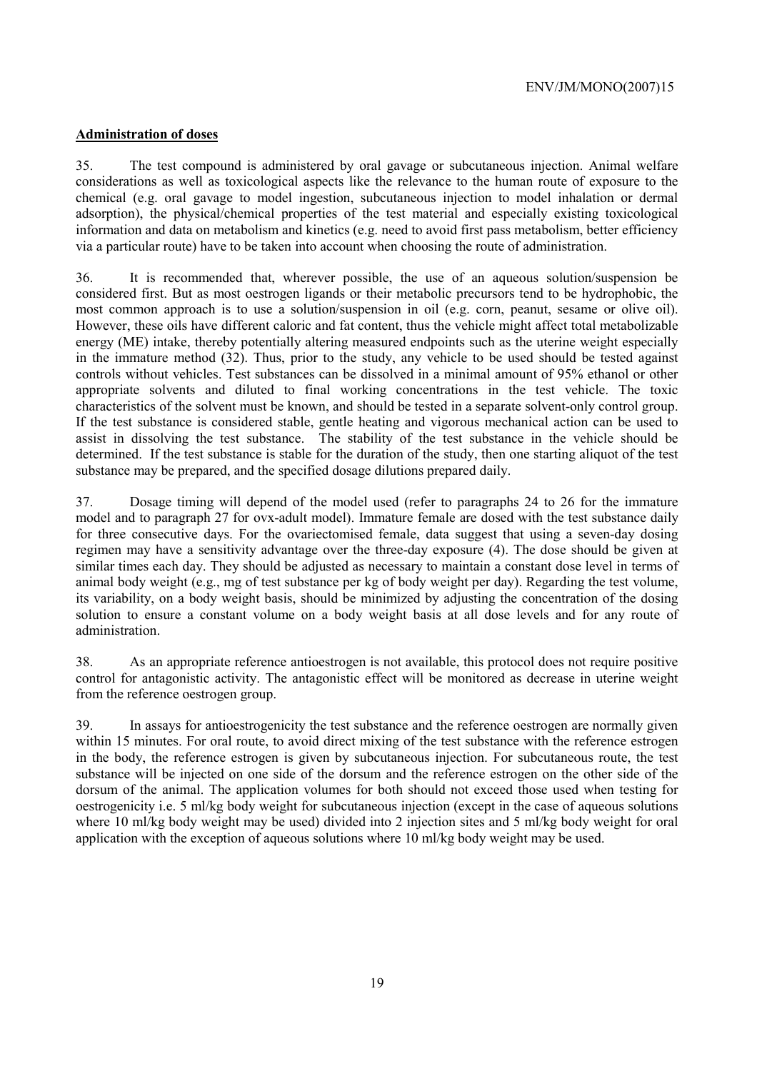**Administration of doses**

35. The test compound is administered by oral gavage or subcutaneous injection. Animal welfare considerations as well as toxicological aspects like the relevance to the human route of exposure to the chemical (e.g. oral gavage to model ingestion, subcutaneous injection to model inhalation or dermal adsorption), the physical/chemical properties of the test material and especially existing toxicological information and data on metabolism and kinetics (e.g. need to avoid first pass metabolism, better efficiency via a particular route) have to be taken into account when choosing the route of administration.

36. It is recommended that, wherever possible, the use of an aqueous solution/suspension be considered first. But as most oestrogen ligands or their metabolic precursors tend to be hydrophobic, the most common approach is to use a solution/suspension in oil (e.g. corn, peanut, sesame or olive oil). However, these oils have different caloric and fat content, thus the vehicle might affect total metabolizable energy (ME) intake, thereby potentially altering measured endpoints such as the uterine weight especially in the immature method (32). Thus, prior to the study, any vehicle to be used should be tested against controls without vehicles. Test substances can be dissolved in a minimal amount of 95% ethanol or other appropriate solvents and diluted to final working concentrations in the test vehicle. The toxic characteristics of the solvent must be known, and should be tested in a separate solvent-only control group. If the test substance is considered stable, gentle heating and vigorous mechanical action can be used to assist in dissolving the test substance. The stability of the test substance in the vehicle should be determined. If the test substance is stable for the duration of the study, then one starting aliquot of the test substance may be prepared, and the specified dosage dilutions prepared daily.

37. Dosage timing will depend of the model used (refer to paragraphs 24 to 26 for the immature model and to paragraph 27 for ovx-adult model). Immature female are dosed with the test substance daily for three consecutive days. For the ovariectomised female, data suggest that using a seven-day dosing regimen may have a sensitivity advantage over the three-day exposure (4). The dose should be given at similar times each day. They should be adjusted as necessary to maintain a constant dose level in terms of animal body weight (e.g., mg of test substance per kg of body weight per day). Regarding the test volume, its variability, on a body weight basis, should be minimized by adjusting the concentration of the dosing solution to ensure a constant volume on a body weight basis at all dose levels and for any route of administration.

38. As an appropriate reference antioestrogen is not available, this protocol does not require positive control for antagonistic activity. The antagonistic effect will be monitored as decrease in uterine weight from the reference oestrogen group.

39. In assays for antioestrogenicity the test substance and the reference oestrogen are normally given within 15 minutes. For oral route, to avoid direct mixing of the test substance with the reference estrogen in the body, the reference estrogen is given by subcutaneous injection. For subcutaneous route, the test substance will be injected on one side of the dorsum and the reference estrogen on the other side of the dorsum of the animal. The application volumes for both should not exceed those used when testing for oestrogenicity i.e. 5 ml/kg body weight for subcutaneous injection (except in the case of aqueous solutions where 10 ml/kg body weight may be used) divided into 2 injection sites and 5 ml/kg body weight for oral application with the exception of aqueous solutions where 10 ml/kg body weight may be used.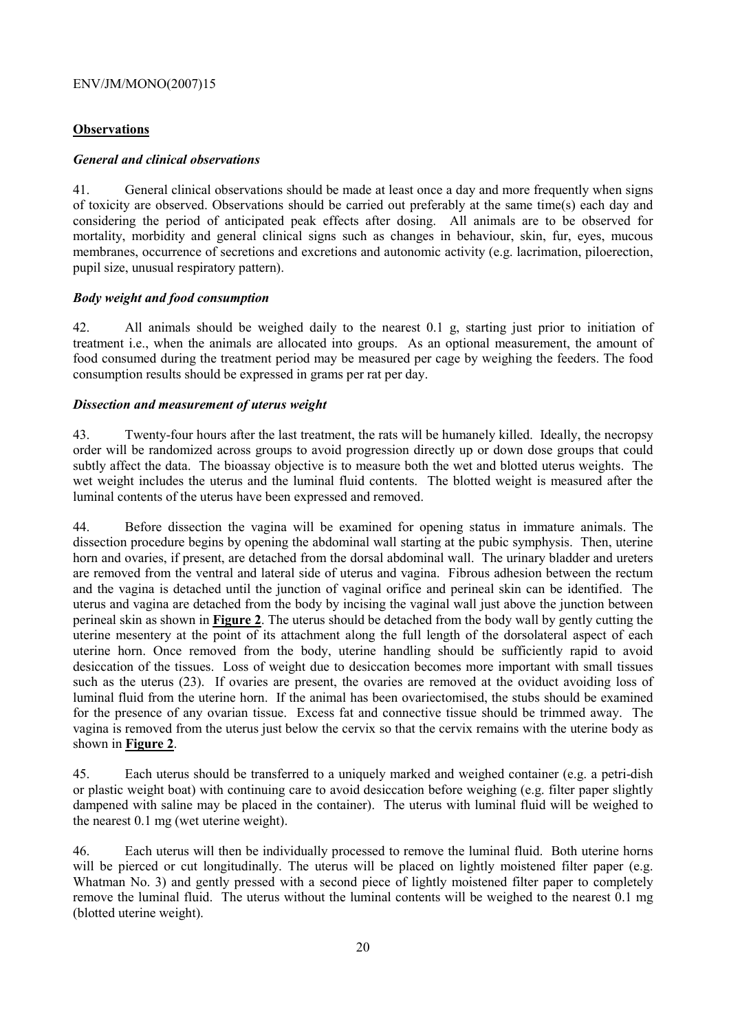## **Observations**

### *General and clinical observations*

41. General clinical observations should be made at least once a day and more frequently when signs of toxicity are observed. Observations should be carried out preferably at the same time(s) each day and considering the period of anticipated peak effects after dosing. All animals are to be observed for mortality, morbidity and general clinical signs such as changes in behaviour, skin, fur, eyes, mucous membranes, occurrence of secretions and excretions and autonomic activity (e.g. lacrimation, piloerection, pupil size, unusual respiratory pattern).

### *Body weight and food consumption*

42. All animals should be weighed daily to the nearest 0.1 g, starting just prior to initiation of treatment i.e., when the animals are allocated into groups. As an optional measurement, the amount of food consumed during the treatment period may be measured per cage by weighing the feeders. The food consumption results should be expressed in grams per rat per day.

### *Dissection and measurement of uterus weight*

43. Twenty-four hours after the last treatment, the rats will be humanely killed. Ideally, the necropsy order will be randomized across groups to avoid progression directly up or down dose groups that could subtly affect the data. The bioassay objective is to measure both the wet and blotted uterus weights. The wet weight includes the uterus and the luminal fluid contents. The blotted weight is measured after the luminal contents of the uterus have been expressed and removed.

44. Before dissection the vagina will be examined for opening status in immature animals. The dissection procedure begins by opening the abdominal wall starting at the pubic symphysis. Then, uterine horn and ovaries, if present, are detached from the dorsal abdominal wall. The urinary bladder and ureters are removed from the ventral and lateral side of uterus and vagina. Fibrous adhesion between the rectum and the vagina is detached until the junction of vaginal orifice and perineal skin can be identified. The uterus and vagina are detached from the body by incising the vaginal wall just above the junction between perineal skin as shown in **Figure 2**. The uterus should be detached from the body wall by gently cutting the uterine mesentery at the point of its attachment along the full length of the dorsolateral aspect of each uterine horn. Once removed from the body, uterine handling should be sufficiently rapid to avoid desiccation of the tissues. Loss of weight due to desiccation becomes more important with small tissues such as the uterus (23). If ovaries are present, the ovaries are removed at the oviduct avoiding loss of luminal fluid from the uterine horn. If the animal has been ovariectomised, the stubs should be examined for the presence of any ovarian tissue. Excess fat and connective tissue should be trimmed away. The vagina is removed from the uterus just below the cervix so that the cervix remains with the uterine body as shown in **Figure 2**.

45. Each uterus should be transferred to a uniquely marked and weighed container (e.g. a petri-dish or plastic weight boat) with continuing care to avoid desiccation before weighing (e.g. filter paper slightly dampened with saline may be placed in the container). The uterus with luminal fluid will be weighed to the nearest 0.1 mg (wet uterine weight).

46. Each uterus will then be individually processed to remove the luminal fluid. Both uterine horns will be pierced or cut longitudinally. The uterus will be placed on lightly moistened filter paper (e.g. Whatman No. 3) and gently pressed with a second piece of lightly moistened filter paper to completely remove the luminal fluid. The uterus without the luminal contents will be weighed to the nearest 0.1 mg (blotted uterine weight).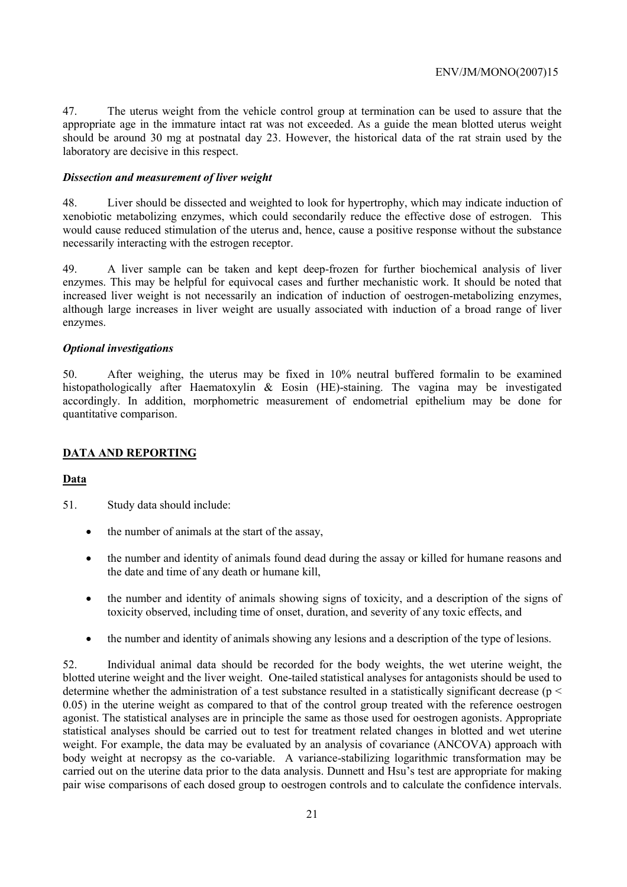47. The uterus weight from the vehicle control group at termination can be used to assure that the appropriate age in the immature intact rat was not exceeded. As a guide the mean blotted uterus weight should be around 30 mg at postnatal day 23. However, the historical data of the rat strain used by the laboratory are decisive in this respect.

### *Dissection and measurement of liver weight*

48. Liver should be dissected and weighted to look for hypertrophy, which may indicate induction of xenobiotic metabolizing enzymes, which could secondarily reduce the effective dose of estrogen. This would cause reduced stimulation of the uterus and, hence, cause a positive response without the substance necessarily interacting with the estrogen receptor.

49. A liver sample can be taken and kept deep-frozen for further biochemical analysis of liver enzymes. This may be helpful for equivocal cases and further mechanistic work. It should be noted that increased liver weight is not necessarily an indication of induction of oestrogen-metabolizing enzymes, although large increases in liver weight are usually associated with induction of a broad range of liver enzymes.

### *Optional investigations*

50. After weighing, the uterus may be fixed in 10% neutral buffered formalin to be examined histopathologically after Haematoxylin & Eosin (HE)-staining. The vagina may be investigated accordingly. In addition, morphometric measurement of endometrial epithelium may be done for quantitative comparison.

## DATA AND REPORTING

### Data

51. Study data should include:

- the number of animals at the start of the assay,
- the number and identity of animals found dead during the assay or killed for humane reasons and the date and time of any death or humane kill,
- the number and identity of animals showing signs of toxicity, and a description of the signs of toxicity observed, including time of onset, duration, and severity of any toxic effects, and
- the number and identity of animals showing any lesions and a description of the type of lesions.

52. Individual animal data should be recorded for the body weights, the wet uterine weight, the blotted uterine weight and the liver weight. One-tailed statistical analyses for antagonists should be used to determine whether the administration of a test substance resulted in a statistically significant decrease ($p < 0.05$) in the uterine weight as compared to that of the control group treated with the reference oestrogen agonist. The statistical analyses are in principle the same as those used for oestrogen agonists. Appropriate statistical analyses should be carried out to test for treatment related changes in blotted and wet uterine weight. For example, the data may be evaluated by an analysis of covariance (ANCOVA) approach with body weight at necropsy as the co-variable. A variance-stabilizing logarithmic transformation may be carried out on the uterine data prior to the data analysis. Dunnett and Hsu's test are appropriate for making pair wise comparisons of each dosed group to oestrogen controls and to calculate the confidence intervals.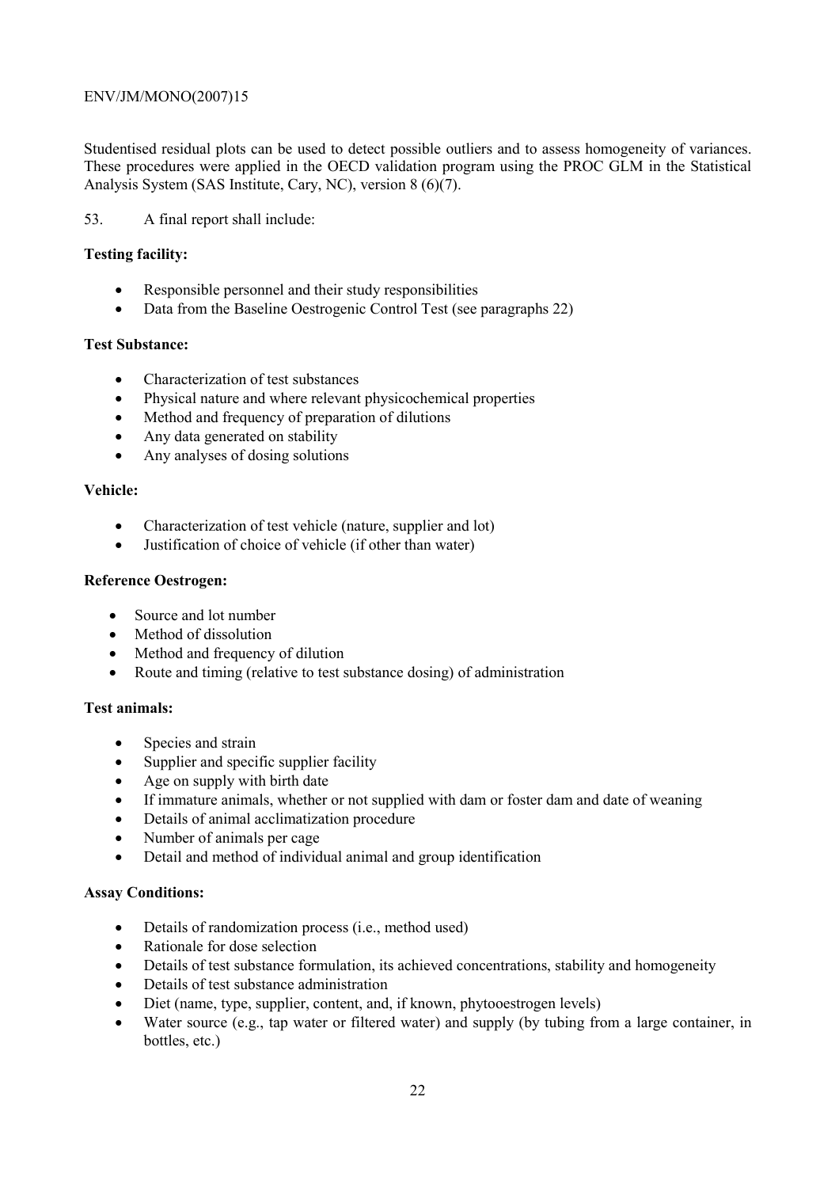Studentised residual plots can be used to detect possible outliers and to assess homogeneity of variances. These procedures were applied in the OECD validation program using the PROC GLM in the Statistical Analysis System (SAS Institute, Cary, NC), version 8 (6)(7).

53. A final report shall include:

**Testing facility:**

- Responsible personnel and their study responsibilities
- Data from the Baseline Oestrogenic Control Test (see paragraphs 22)

**Test Substance:**

- Characterization of test substances
- Physical nature and where relevant physicochemical properties
- Method and frequency of preparation of dilutions
- Any data generated on stability
- Any analyses of dosing solutions

**Vehicle:**

- Characterization of test vehicle (nature, supplier and lot)
- Justification of choice of vehicle (if other than water)

**Reference Oestrogen:**

- Source and lot number
- Method of dissolution
- Method and frequency of dilution
- Route and timing (relative to test substance dosing) of administration

**Test animals:**

- Species and strain
- Supplier and specific supplier facility
- Age on supply with birth date
- If immature animals, whether or not supplied with dam or foster dam and date of weaning
- Details of animal acclimatization procedure
- Number of animals per cage
- Detail and method of individual animal and group identification

**Assay Conditions:**

- Details of randomization process (i.e., method used)
- Rationale for dose selection
- Details of test substance formulation, its achieved concentrations, stability and homogeneity
- Details of test substance administration
- Diet (name, type, supplier, content, and, if known, phytooestrogen levels)
- Water source (e.g., tap water or filtered water) and supply (by tubing from a large container, in bottles, etc.)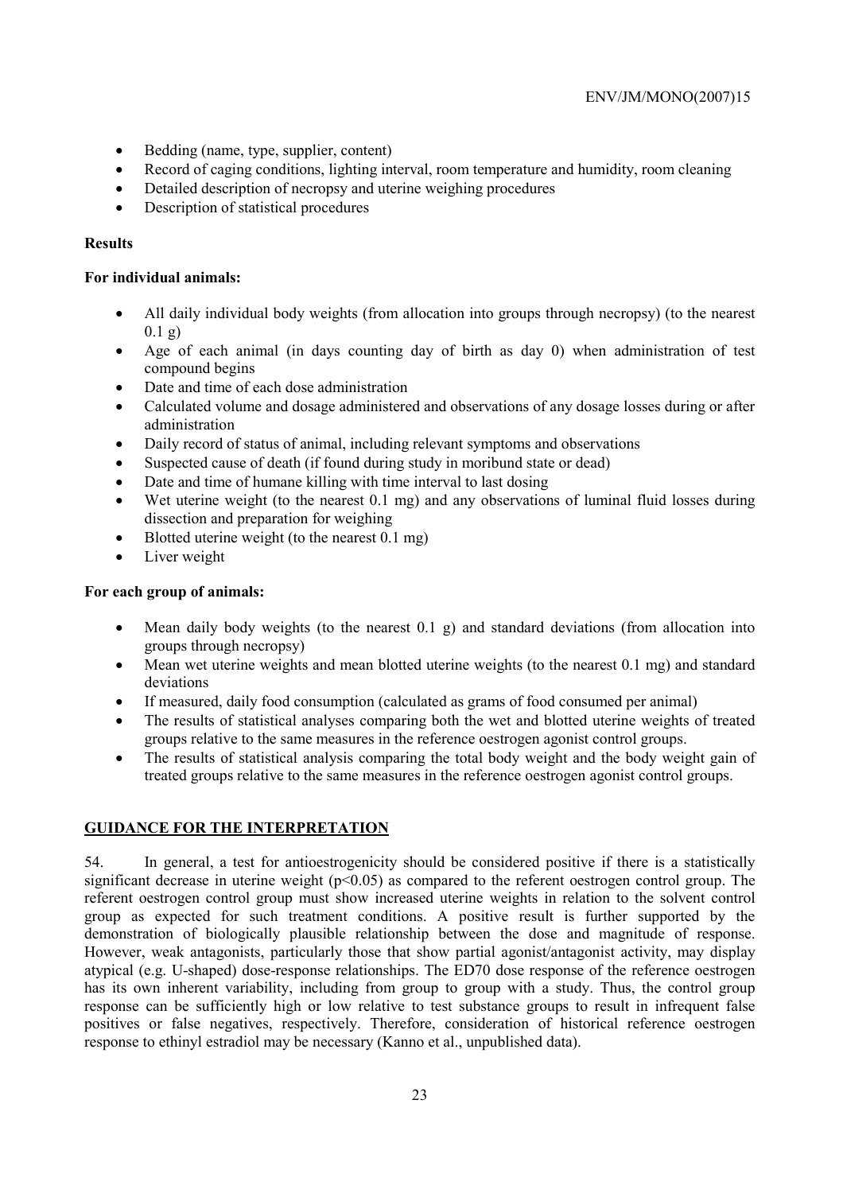- Bedding (name, type, supplier, content)
- Record of caging conditions, lighting interval, room temperature and humidity, room cleaning
- Detailed description of necropsy and uterine weighing procedures
- Description of statistical procedures

**Results**

**For individual animals:**

- All daily individual body weights (from allocation into groups through necropsy) (to the nearest 0.1 g)
- Age of each animal (in days counting day of birth as day 0) when administration of test compound begins
- Date and time of each dose administration
- Calculated volume and dosage administered and observations of any dosage losses during or after administration
- Daily record of status of animal, including relevant symptoms and observations
- Suspected cause of death (if found during study in moribund state or dead)
- Date and time of humane killing with time interval to last dosing
- Wet uterine weight (to the nearest 0.1 mg) and any observations of luminal fluid losses during dissection and preparation for weighing
- Blotted uterine weight (to the nearest 0.1 mg)
- Liver weight

**For each group of animals:**

- Mean daily body weights (to the nearest 0.1 g) and standard deviations (from allocation into groups through necropsy)
- Mean wet uterine weights and mean blotted uterine weights (to the nearest 0.1 mg) and standard deviations
- If measured, daily food consumption (calculated as grams of food consumed per animal)
- The results of statistical analyses comparing both the wet and blotted uterine weights of treated groups relative to the same measures in the reference oestrogen agonist control groups.
- The results of statistical analysis comparing the total body weight and the body weight gain of treated groups relative to the same measures in the reference oestrogen agonist control groups.

## GUIDANCE FOR THE INTERPRETATION

54. In general, a test for antioestrogenicity should be considered positive if there is a statistically significant decrease in uterine weight ($p<0.05$) as compared to the referent oestrogen control group. The referent oestrogen control group must show increased uterine weights in relation to the solvent control group as expected for such treatment conditions. A positive result is further supported by the demonstration of biologically plausible relationship between the dose and magnitude of response. However, weak antagonists, particularly those that show partial agonist/antagonist activity, may display atypical (e.g. U-shaped) dose-response relationships. The ED70 dose response of the reference oestrogen has its own inherent variability, including from group to group with a study. Thus, the control group response can be sufficiently high or low relative to test substance groups to result in infrequent false positives or false negatives, respectively. Therefore, consideration of historical reference oestrogen response to ethinyl estradiol may be necessary (Kanno et al., unpublished data).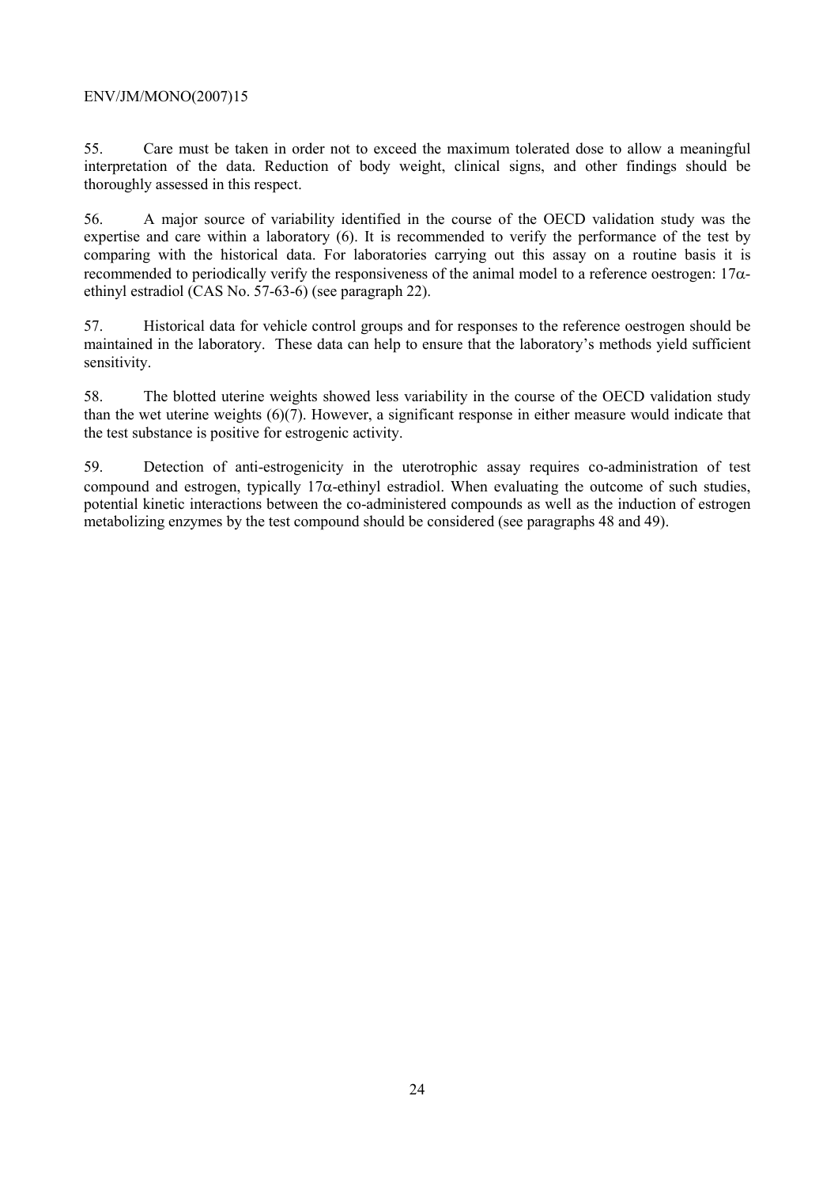55. Care must be taken in order not to exceed the maximum tolerated dose to allow a meaningful interpretation of the data. Reduction of body weight, clinical signs, and other findings should be thoroughly assessed in this respect.

56. A major source of variability identified in the course of the OECD validation study was the expertise and care within a laboratory (6). It is recommended to verify the performance of the test by comparing with the historical data. For laboratories carrying out this assay on a routine basis it is recommended to periodically verify the responsiveness of the animal model to a reference oestrogen: 17α-ethinyl estradiol (CAS No. 57-63-6) (see paragraph 22).

57. Historical data for vehicle control groups and for responses to the reference oestrogen should be maintained in the laboratory. These data can help to ensure that the laboratory's methods yield sufficient sensitivity.

58. The blotted uterine weights showed less variability in the course of the OECD validation study than the wet uterine weights (6)(7). However, a significant response in either measure would indicate that the test substance is positive for estrogenic activity.

59. Detection of anti-estrogenicity in the uterotrophic assay requires co-administration of test compound and estrogen, typically 17α-ethinyl estradiol. When evaluating the outcome of such studies, potential kinetic interactions between the co-administered compounds as well as the induction of estrogen metabolizing enzymes by the test compound should be considered (see paragraphs 48 and 49).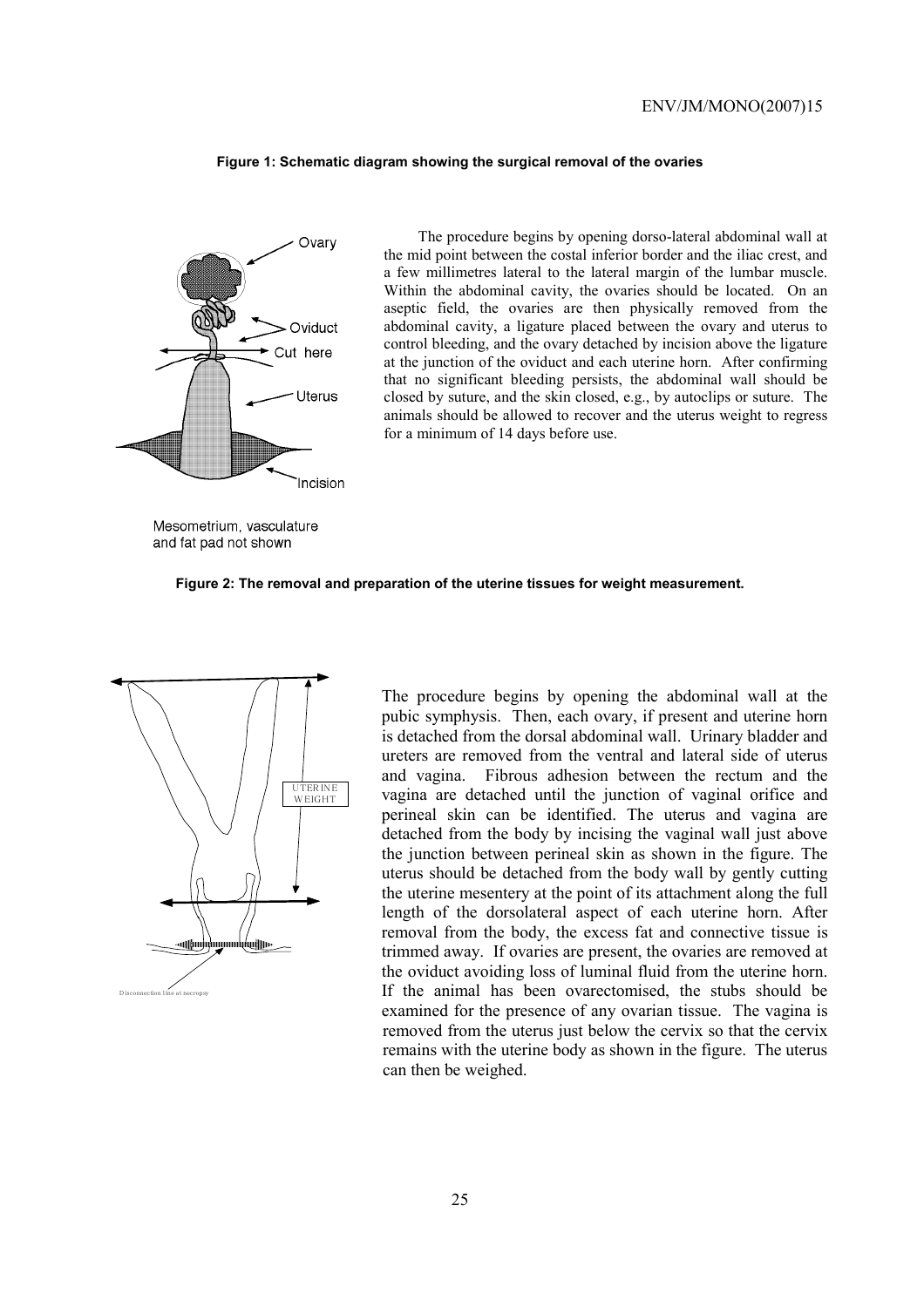**Figure 1: Schematic diagram showing the surgical removal of the ovaries**

Ovary

Oviduct

Cut here

Uterus

Incision

Mesometrium, vasculature and fat pad not shown

The procedure begins by opening dorso-lateral abdominal wall at the mid point between the costal inferior border and the iliac crest, and a few millimetres lateral to the lateral margin of the lumbar muscle. Within the abdominal cavity, the ovaries should be located. On an aseptic field, the ovaries are then physically removed from the abdominal cavity, a ligature placed between the ovary and uterus to control bleeding, and the ovary detached by incision above the ligature at the junction of the oviduct and each uterine horn. After confirming that no significant bleeding persists, the abdominal wall should be closed by suture, and the skin closed, e.g., by autoclips or suture. The animals should be allowed to recover and the uterus weight to regress for a minimum of 14 days before use.

**Figure 2: The removal and preparation of the uterine tissues for weight measurement.**

UTERINE WEIGHT

Disconnection line at necropsy

The procedure begins by opening the abdominal wall at the pubic symphysis. Then, each ovary, if present and uterine horn is detached from the dorsal abdominal wall. Urinary bladder and ureters are removed from the ventral and lateral side of uterus and vagina. Fibrous adhesion between the rectum and the vagina are detached until the junction of vaginal orifice and perineal skin can be identified. The uterus and vagina are detached from the body by incising the vaginal wall just above the junction between perineal skin as shown in the figure. The uterus should be detached from the body wall by gently cutting the uterine mesentery at the point of its attachment along the full length of the dorsolateral aspect of each uterine horn. After removal from the body, the excess fat and connective tissue is trimmed away. If ovaries are present, the ovaries are removed at the oviduct avoiding loss of luminal fluid from the uterine horn. If the animal has been ovarectomised, the stubs should be examined for the presence of any ovarian tissue. The vagina is removed from the uterus just below the cervix so that the cervix remains with the uterine body as shown in the figure. The uterus can then be weighed.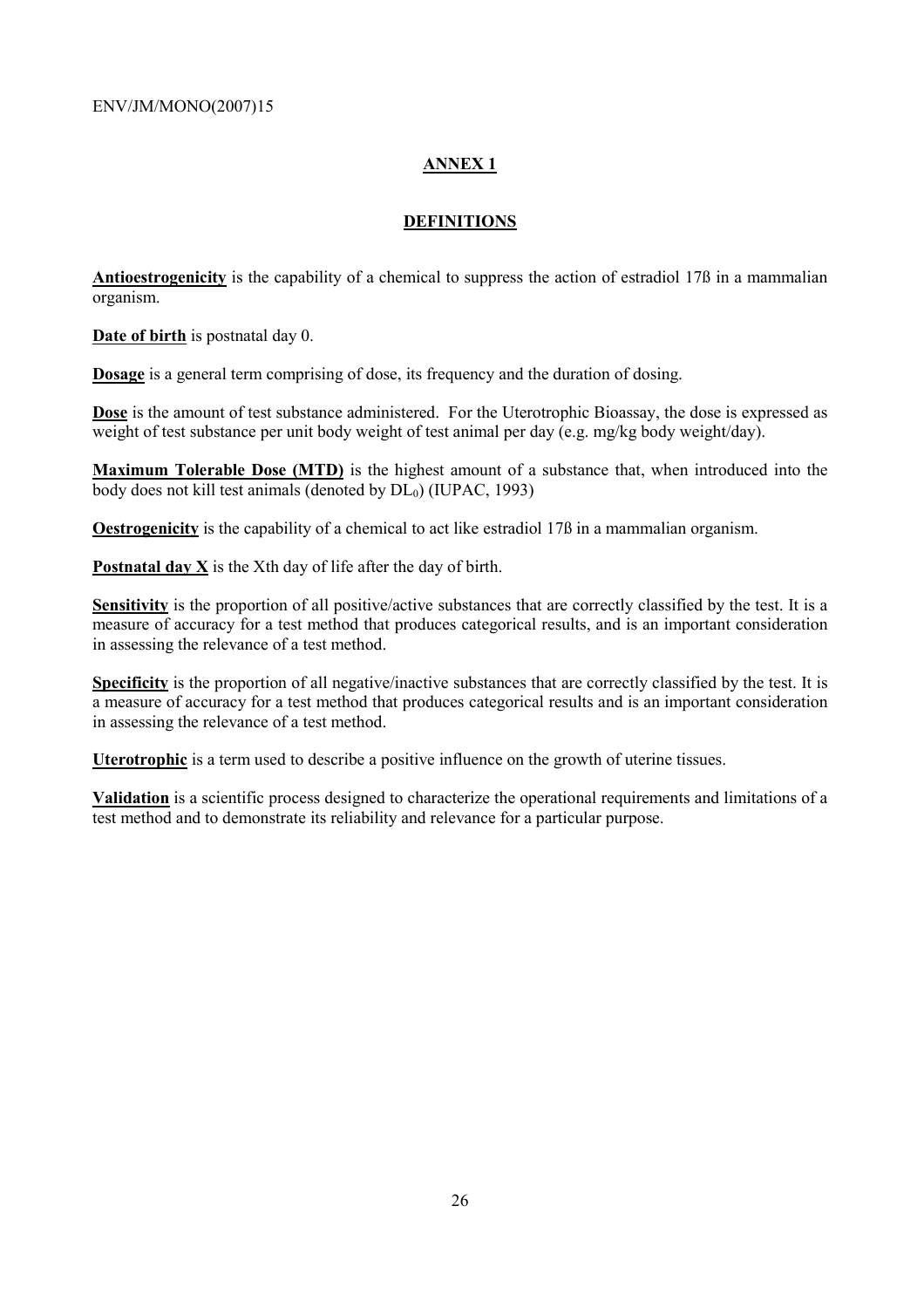# ANNEX 1

## DEFINITIONS

**Antioestrogenicity** is the capability of a chemical to suppress the action of estradiol 17ß in a mammalian organism.

**Date of birth** is postnatal day 0.

**Dosage** is a general term comprising of dose, its frequency and the duration of dosing.

**Dose** is the amount of test substance administered. For the Uterotrophic Bioassay, the dose is expressed as weight of test substance per unit body weight of test animal per day (e.g. mg/kg body weight/day).

**Maximum Tolerable Dose (MTD)** is the highest amount of a substance that, when introduced into the body does not kill test animals (denoted by $DL_0$) (IUPAC, 1993)

**Oestrogenicity** is the capability of a chemical to act like estradiol 17ß in a mammalian organism.

**Postnatal day X** is the Xth day of life after the day of birth.

**Sensitivity** is the proportion of all positive/active substances that are correctly classified by the test. It is a measure of accuracy for a test method that produces categorical results, and is an important consideration in assessing the relevance of a test method.

**Specificity** is the proportion of all negative/inactive substances that are correctly classified by the test. It is a measure of accuracy for a test method that produces categorical results and is an important consideration in assessing the relevance of a test method.

**Uterotrophic** is a term used to describe a positive influence on the growth of uterine tissues.

**Validation** is a scientific process designed to characterize the operational requirements and limitations of a test method and to demonstrate its reliability and relevance for a particular purpose.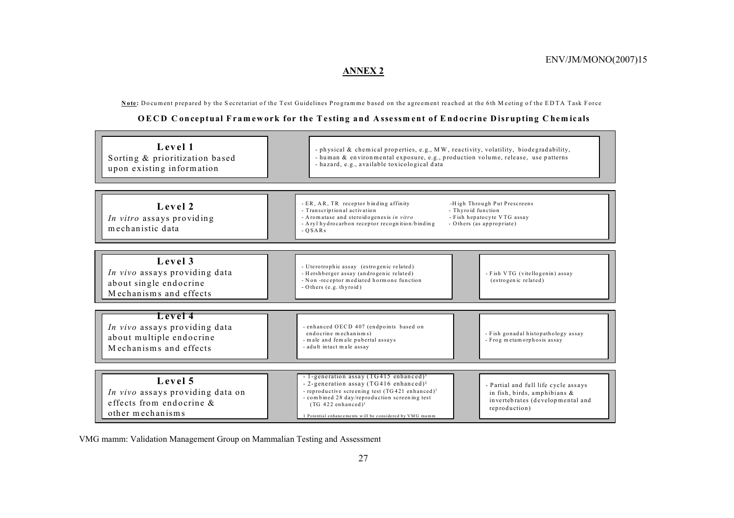## ANNEX 2

**Note:** Document prepared by the Secretariat of the Test Guidelines Programme based on the agreement reached at the 6th Meeting of the EDTA Task Force

### OECD Conceptual Framework for the Testing and Assessment of Endocrine Disrupting Chemicals

| Level | Assays / Information | |
|---|---|---|
| **Level 1**<br>Sorting & prioritization based upon existing information | - physical & chemical properties, e.g., MW, reactivity, volatility, biodegradability,<br>- human & environmental exposure, e.g., production volume, release, use patterns<br>- hazard, e.g., available toxicological data | |
| **Level 2**<br>*In vitro* assays providing mechanistic data | - ER, AR, TR receptor binding affinity<br>- Transcriptional activation<br>- Aromatase and steroidogenesis *in vitro*<br>- Aryl hydrocarbon receptor recognition/binding<br>- QSARs | -High Through Put Prescreens<br>- Thyroid function<br>- Fish hepatocyte VTG assay<br>- Others (as appropriate) |
| **Level 3**<br>*In vivo* assays providing data about single endocrine Mechanisms and effects | - Uterotrophic assay (estrogenic related)<br>- Hershberger assay (androgenic related)<br>- Non -receptor mediated hormone function<br>- Others (e.g. thyroid) | - Fish VTG (vitellogenin) assay (estrogenic related) |
| **Level 4**<br>*In vivo* assays providing data about multiple endocrine Mechanisms and effects | - enhanced OECD 407 (endpoints based on endocrine mechanisms)<br>- male and female pubertal assays<br>- adult intact male assay | - Fish gonadal histopathology assay<br>- Frog metamorphosis assay |
| **Level 5**<br>*In vivo* assays providing data on effects from endocrine & other mechanisms | - 1-generation assay (TG415 enhanced)[1]<br>- 2-generation assay (TG416 enhanced)[1]<br>- reproductive screening test (TG421 enhanced)[1]<br>- combined 28 day/reproduction screening test (TG 422 enhanced)[1]<br>1 Potential enhancements will be considered by VMG mamm | - Partial and full life cycle assays in fish, birds, amphibians & invertebrates (developmental and reproduction) |

VMG mamm: Validation Management Group on Mammalian Testing and Assessment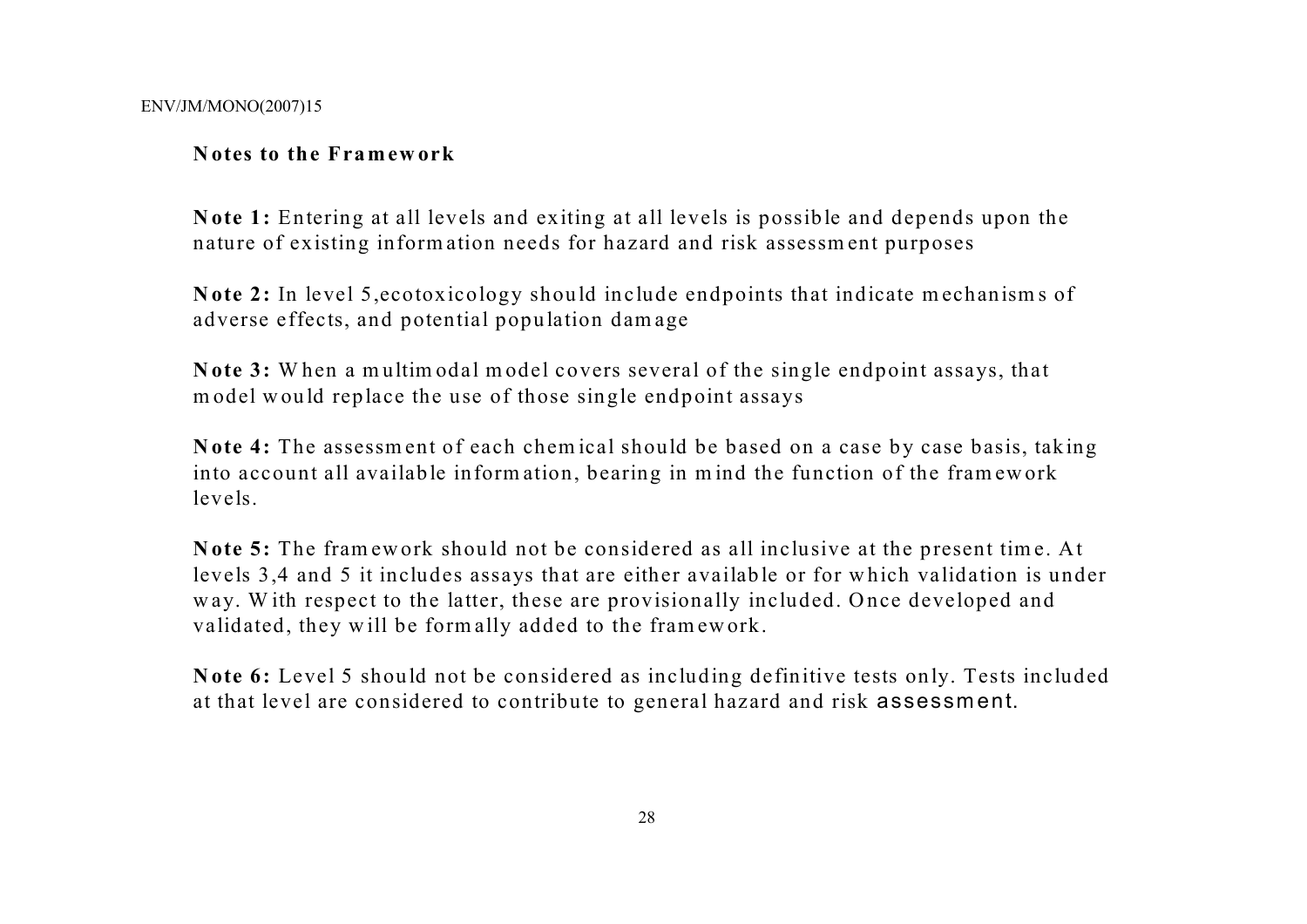## Notes to the Framework

**Note 1:** Entering at all levels and exiting at all levels is possible and depends upon the nature of existing information needs for hazard and risk assessment purposes

**Note 2:** In level 5,ecotoxicology should include endpoints that indicate mechanisms of adverse effects, and potential population damage

**Note 3:** When a multimodal model covers several of the single endpoint assays, that model would replace the use of those single endpoint assays

**Note 4:** The assessment of each chemical should be based on a case by case basis, taking into account all available information, bearing in mind the function of the framework levels.

**Note 5:** The framework should not be considered as all inclusive at the present time. At levels 3,4 and 5 it includes assays that are either available or for which validation is under way. With respect to the latter, these are provisionally included. Once developed and validated, they will be formally added to the framework.

**Note 6:** Level 5 should not be considered as including definitive tests only. Tests included at that level are considered to contribute to general hazard and risk assessment.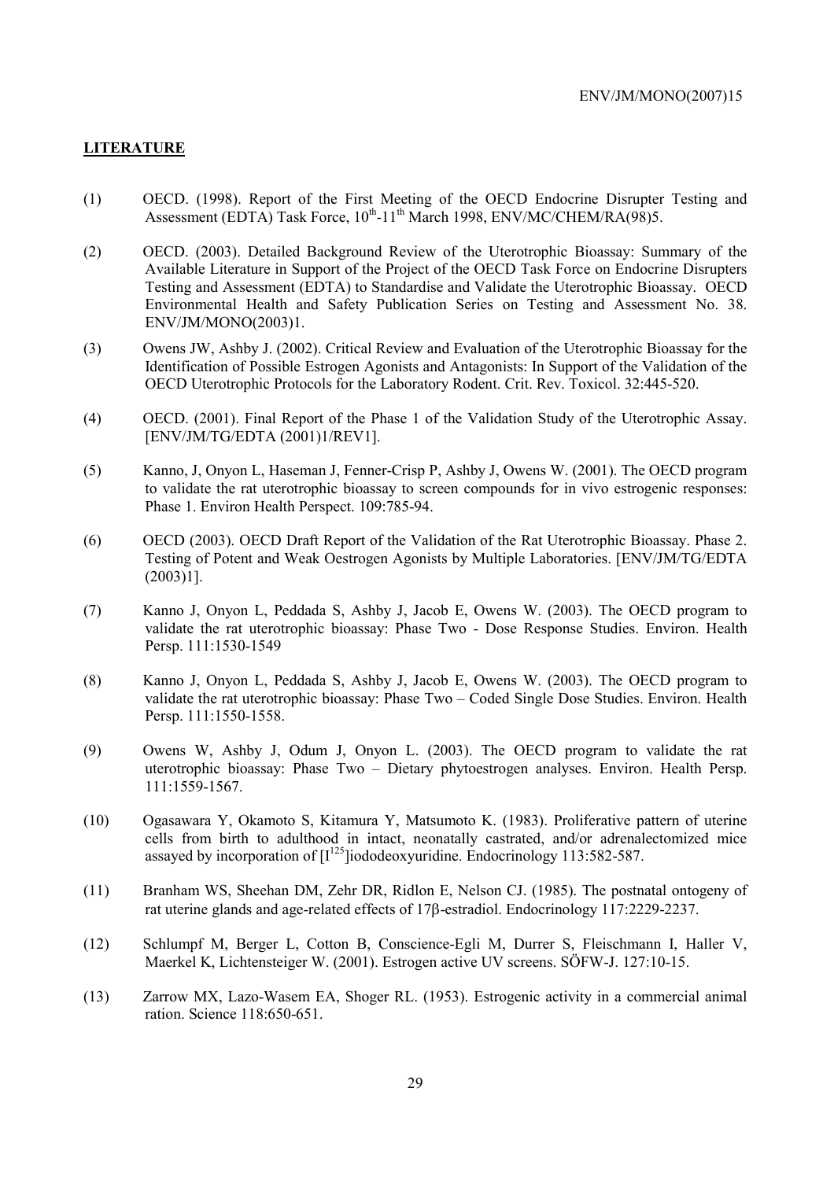## LITERATURE

(1) OECD. (1998). Report of the First Meeting of the OECD Endocrine Disrupter Testing and Assessment (EDTA) Task Force, $10^{th}$-$11^{th}$ March 1998, ENV/MC/CHEM/RA(98)5.

(2) OECD. (2003). Detailed Background Review of the Uterotrophic Bioassay: Summary of the Available Literature in Support of the Project of the OECD Task Force on Endocrine Disrupters Testing and Assessment (EDTA) to Standardise and Validate the Uterotrophic Bioassay. OECD Environmental Health and Safety Publication Series on Testing and Assessment No. 38. ENV/JM/MONO(2003)1.

(3) Owens JW, Ashby J. (2002). Critical Review and Evaluation of the Uterotrophic Bioassay for the Identification of Possible Estrogen Agonists and Antagonists: In Support of the Validation of the OECD Uterotrophic Protocols for the Laboratory Rodent. Crit. Rev. Toxicol. 32:445-520.

(4) OECD. (2001). Final Report of the Phase 1 of the Validation Study of the Uterotrophic Assay. [ENV/JM/TG/EDTA (2001)1/REV1].

(5) Kanno, J, Onyon L, Haseman J, Fenner-Crisp P, Ashby J, Owens W. (2001). The OECD program to validate the rat uterotrophic bioassay to screen compounds for in vivo estrogenic responses: Phase 1. Environ Health Perspect. 109:785-94.

(6) OECD (2003). OECD Draft Report of the Validation of the Rat Uterotrophic Bioassay. Phase 2. Testing of Potent and Weak Oestrogen Agonists by Multiple Laboratories. [ENV/JM/TG/EDTA (2003)1].

(7) Kanno J, Onyon L, Peddada S, Ashby J, Jacob E, Owens W. (2003). The OECD program to validate the rat uterotrophic bioassay: Phase Two - Dose Response Studies. Environ. Health Persp. 111:1530-1549

(8) Kanno J, Onyon L, Peddada S, Ashby J, Jacob E, Owens W. (2003). The OECD program to validate the rat uterotrophic bioassay: Phase Two – Coded Single Dose Studies. Environ. Health Persp. 111:1550-1558.

(9) Owens W, Ashby J, Odum J, Onyon L. (2003). The OECD program to validate the rat uterotrophic bioassay: Phase Two – Dietary phytoestrogen analyses. Environ. Health Persp. 111:1559-1567.

(10) Ogasawara Y, Okamoto S, Kitamura Y, Matsumoto K. (1983). Proliferative pattern of uterine cells from birth to adulthood in intact, neonatally castrated, and/or adrenalectomized mice assayed by incorporation of $[I^{125}]$iododeoxyuridine. Endocrinology 113:582-587.

(11) Branham WS, Sheehan DM, Zehr DR, Ridlon E, Nelson CJ. (1985). The postnatal ontogeny of rat uterine glands and age-related effects of 17β-estradiol. Endocrinology 117:2229-2237.

(12) Schlumpf M, Berger L, Cotton B, Conscience-Egli M, Durrer S, Fleischmann I, Haller V, Maerkel K, Lichtensteiger W. (2001). Estrogen active UV screens. SÖFW-J. 127:10-15.

(13) Zarrow MX, Lazo-Wasem EA, Shoger RL. (1953). Estrogenic activity in a commercial animal ration. Science 118:650-651.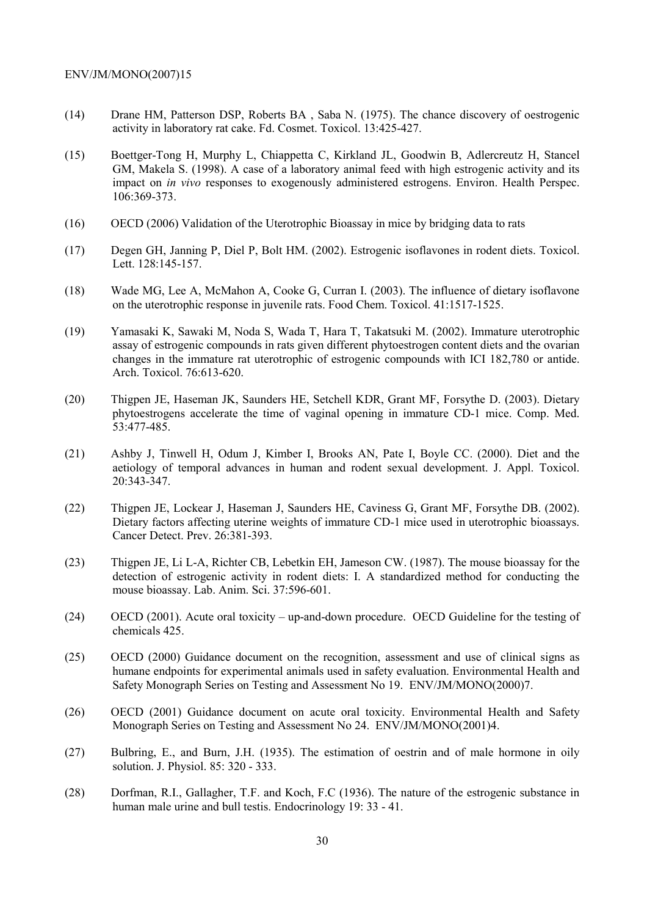(14) Drane HM, Patterson DSP, Roberts BA , Saba N. (1975). The chance discovery of oestrogenic activity in laboratory rat cake. Fd. Cosmet. Toxicol. 13:425-427.

(15) Boettger-Tong H, Murphy L, Chiappetta C, Kirkland JL, Goodwin B, Adlercreutz H, Stancel GM, Makela S. (1998). A case of a laboratory animal feed with high estrogenic activity and its impact on *in vivo* responses to exogenously administered estrogens. Environ. Health Perspec. 106:369-373.

(16) OECD (2006) Validation of the Uterotrophic Bioassay in mice by bridging data to rats

(17) Degen GH, Janning P, Diel P, Bolt HM. (2002). Estrogenic isoflavones in rodent diets. Toxicol. Lett. 128:145-157.

(18) Wade MG, Lee A, McMahon A, Cooke G, Curran I. (2003). The influence of dietary isoflavone on the uterotrophic response in juvenile rats. Food Chem. Toxicol. 41:1517-1525.

(19) Yamasaki K, Sawaki M, Noda S, Wada T, Hara T, Takatsuki M. (2002). Immature uterotrophic assay of estrogenic compounds in rats given different phytoestrogen content diets and the ovarian changes in the immature rat uterotrophic of estrogenic compounds with ICI 182,780 or antide. Arch. Toxicol. 76:613-620.

(20) Thigpen JE, Haseman JK, Saunders HE, Setchell KDR, Grant MF, Forsythe D. (2003). Dietary phytoestrogens accelerate the time of vaginal opening in immature CD-1 mice. Comp. Med. 53:477-485.

(21) Ashby J, Tinwell H, Odum J, Kimber I, Brooks AN, Pate I, Boyle CC. (2000). Diet and the aetiology of temporal advances in human and rodent sexual development. J. Appl. Toxicol. 20:343-347.

(22) Thigpen JE, Lockear J, Haseman J, Saunders HE, Caviness G, Grant MF, Forsythe DB. (2002). Dietary factors affecting uterine weights of immature CD-1 mice used in uterotrophic bioassays. Cancer Detect. Prev. 26:381-393.

(23) Thigpen JE, Li L-A, Richter CB, Lebetkin EH, Jameson CW. (1987). The mouse bioassay for the detection of estrogenic activity in rodent diets: I. A standardized method for conducting the mouse bioassay. Lab. Anim. Sci. 37:596-601.

(24) OECD (2001). Acute oral toxicity – up-and-down procedure. OECD Guideline for the testing of chemicals 425.

(25) OECD (2000) Guidance document on the recognition, assessment and use of clinical signs as humane endpoints for experimental animals used in safety evaluation. Environmental Health and Safety Monograph Series on Testing and Assessment No 19. ENV/JM/MONO(2000)7.

(26) OECD (2001) Guidance document on acute oral toxicity. Environmental Health and Safety Monograph Series on Testing and Assessment No 24. ENV/JM/MONO(2001)4.

(27) Bulbring, E., and Burn, J.H. (1935). The estimation of oestrin and of male hormone in oily solution. J. Physiol. 85: 320 - 333.

(28) Dorfman, R.I., Gallagher, T.F. and Koch, F.C (1936). The nature of the estrogenic substance in human male urine and bull testis. Endocrinology 19: 33 - 41.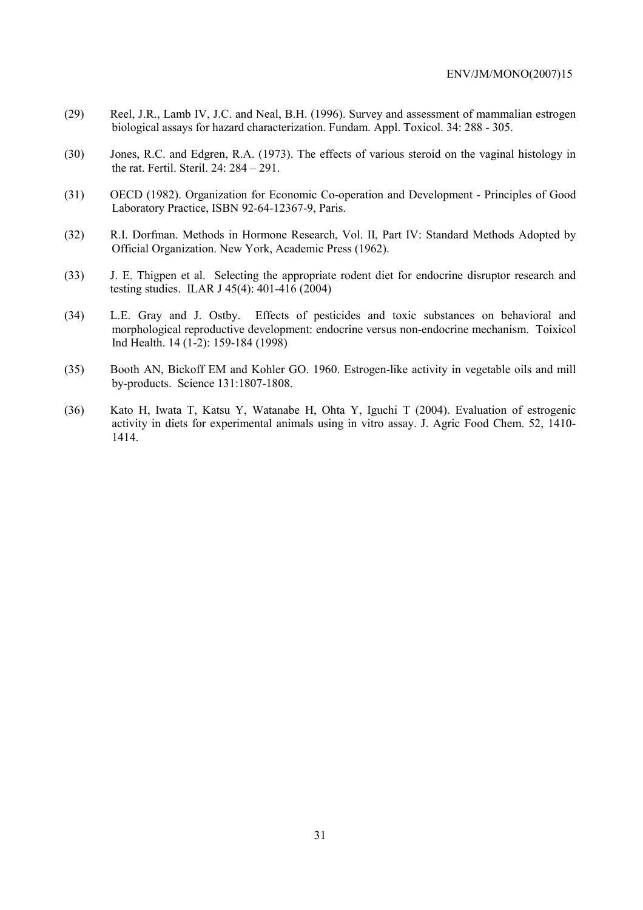(29) Reel, J.R., Lamb IV, J.C. and Neal, B.H. (1996). Survey and assessment of mammalian estrogen biological assays for hazard characterization. Fundam. Appl. Toxicol. 34: 288 - 305.

(30) Jones, R.C. and Edgren, R.A. (1973). The effects of various steroid on the vaginal histology in the rat. Fertil. Steril. 24: 284 – 291.

(31) OECD (1982). Organization for Economic Co-operation and Development - Principles of Good Laboratory Practice, ISBN 92-64-12367-9, Paris.

(32) R.I. Dorfman. Methods in Hormone Research, Vol. II, Part IV: Standard Methods Adopted by Official Organization. New York, Academic Press (1962).

(33) J. E. Thigpen et al. Selecting the appropriate rodent diet for endocrine disruptor research and testing studies. ILAR J 45(4): 401-416 (2004)

(34) L.E. Gray and J. Ostby. Effects of pesticides and toxic substances on behavioral and morphological reproductive development: endocrine versus non-endocrine mechanism. Toixicol Ind Health. 14 (1-2): 159-184 (1998)

(35) Booth AN, Bickoff EM and Kohler GO. 1960. Estrogen-like activity in vegetable oils and mill by-products. Science 131:1807-1808.

(36) Kato H, Iwata T, Katsu Y, Watanabe H, Ohta Y, Iguchi T (2004). Evaluation of estrogenic activity in diets for experimental animals using in vitro assay. J. Agric Food Chem. 52, 1410-1414.